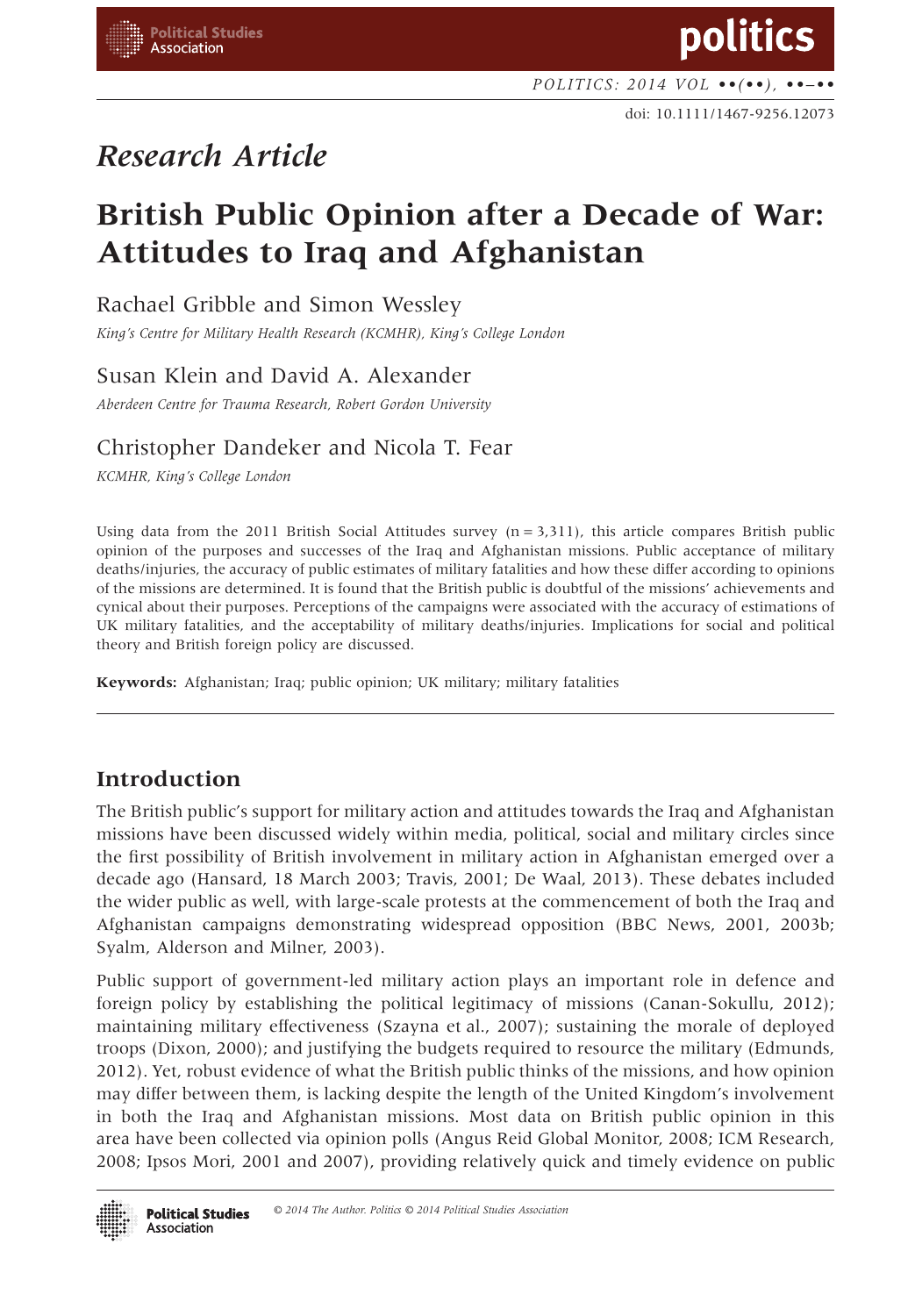*Research Article*

# British Public Opinion after a Decade of War: Attitudes to Iraq and Afghanistan

Rachael Gribble and Simon Wessley

*King's Centre for Military Health Research (KCMHR), King's College London*

Susan Klein and David A. Alexander

*Aberdeen Centre for Trauma Research, Robert Gordon University*

Christopher Dandeker and Nicola T. Fear

*KCMHR, King's College London*

Using data from the 2011 British Social Attitudes survey (n = 3,311), this article compares British public opinion of the purposes and successes of the Iraq and Afghanistan missions. Public acceptance of military deaths/injuries, the accuracy of public estimates of military fatalities and how these differ according to opinions of the missions are determined. It is found that the British public is doubtful of the missions' achievements and cynical about their purposes. Perceptions of the campaigns were associated with the accuracy of estimations of UK military fatalities, and the acceptability of military deaths/injuries. Implications for social and political theory and British foreign policy are discussed.

**Keywords:** Afghanistan; Iraq; public opinion; UK military; military fatalities

## Introduction

The British public's support for military action and attitudes towards the Iraq and Afghanistan missions have been discussed widely within media, political, social and military circles since the first possibility of British involvement in military action in Afghanistan emerged over a decade ago (Hansard, 18 March 2003; Travis, 2001; De Waal, 2013). These debates included the wider public as well, with large-scale protests at the commencement of both the Iraq and Afghanistan campaigns demonstrating widespread opposition (BBC News, 2001, 2003b; Syalm, Alderson and Milner, 2003).

Public support of government-led military action plays an important role in defence and foreign policy by establishing the political legitimacy of missions (Canan-Sokullu, 2012); maintaining military effectiveness (Szayna et al., 2007); sustaining the morale of deployed troops (Dixon, 2000); and justifying the budgets required to resource the military (Edmunds, 2012). Yet, robust evidence of what the British public thinks of the missions, and how opinion may differ between them, is lacking despite the length of the United Kingdom's involvement in both the Iraq and Afghanistan missions. Most data on British public opinion in this area have been collected via opinion polls (Angus Reid Global Monitor, 2008; ICM Research, 2008; Ipsos Mori, 2001 and 2007), providing relatively quick and timely evidence on public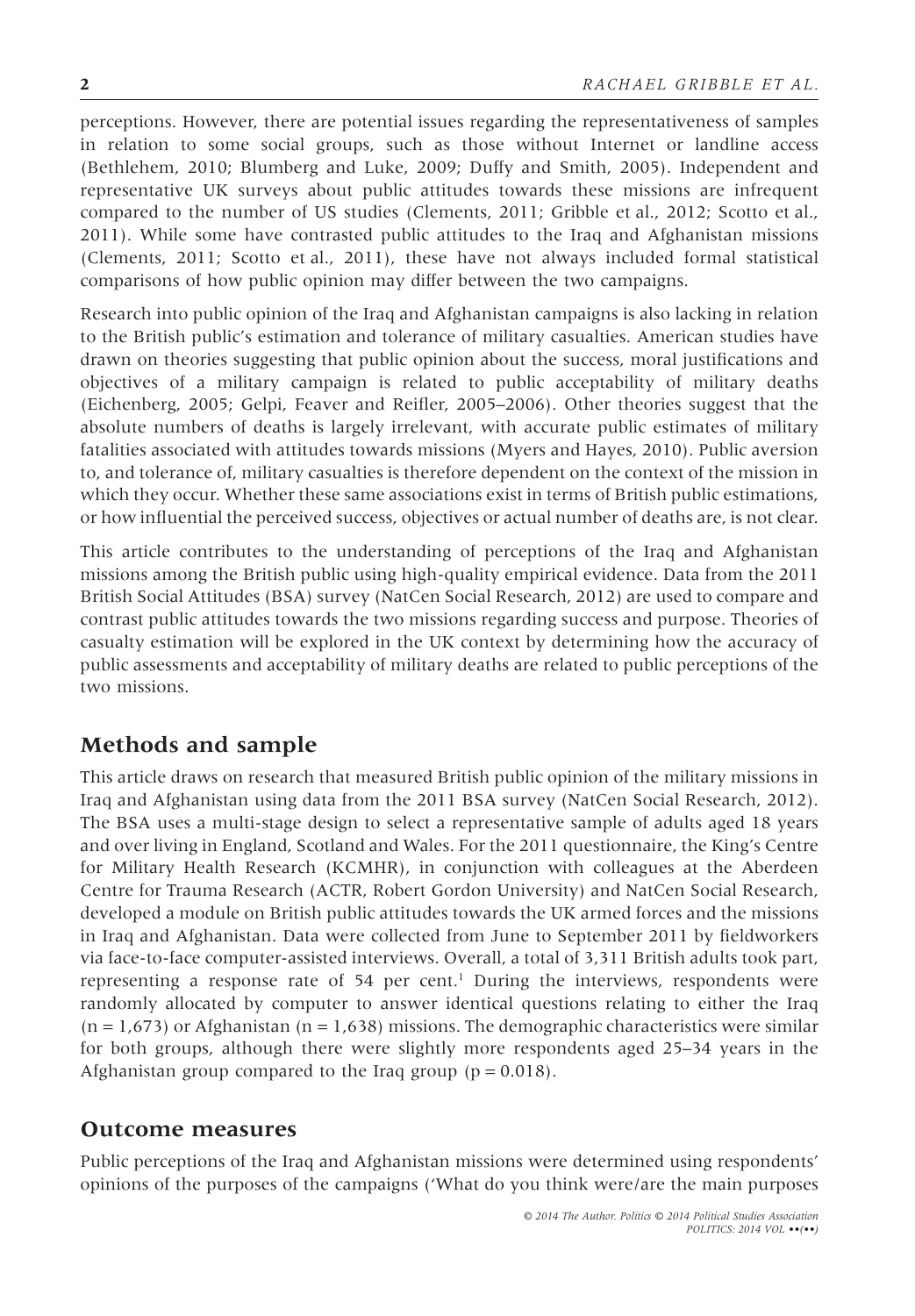perceptions. However, there are potential issues regarding the representativeness of samples in relation to some social groups, such as those without Internet or landline access (Bethlehem, 2010; Blumberg and Luke, 2009; Duffy and Smith, 2005). Independent and representative UK surveys about public attitudes towards these missions are infrequent compared to the number of US studies (Clements, 2011; Gribble et al., 2012; Scotto et al., 2011). While some have contrasted public attitudes to the Iraq and Afghanistan missions (Clements, 2011; Scotto et al., 2011), these have not always included formal statistical comparisons of how public opinion may differ between the two campaigns.

Research into public opinion of the Iraq and Afghanistan campaigns is also lacking in relation to the British public's estimation and tolerance of military casualties. American studies have drawn on theories suggesting that public opinion about the success, moral justifications and objectives of a military campaign is related to public acceptability of military deaths (Eichenberg, 2005; Gelpi, Feaver and Reifler, 2005–2006). Other theories suggest that the absolute numbers of deaths is largely irrelevant, with accurate public estimates of military fatalities associated with attitudes towards missions (Myers and Hayes, 2010). Public aversion to, and tolerance of, military casualties is therefore dependent on the context of the mission in which they occur. Whether these same associations exist in terms of British public estimations, or how influential the perceived success, objectives or actual number of deaths are, is not clear.

This article contributes to the understanding of perceptions of the Iraq and Afghanistan missions among the British public using high-quality empirical evidence. Data from the 2011 British Social Attitudes (BSA) survey (NatCen Social Research, 2012) are used to compare and contrast public attitudes towards the two missions regarding success and purpose. Theories of casualty estimation will be explored in the UK context by determining how the accuracy of public assessments and acceptability of military deaths are related to public perceptions of the two missions.

## Methods and sample

This article draws on research that measured British public opinion of the military missions in Iraq and Afghanistan using data from the 2011 BSA survey (NatCen Social Research, 2012). The BSA uses a multi-stage design to select a representative sample of adults aged 18 years and over living in England, Scotland and Wales. For the 2011 questionnaire, the King's Centre for Military Health Research (KCMHR), in conjunction with colleagues at the Aberdeen Centre for Trauma Research (ACTR, Robert Gordon University) and NatCen Social Research, developed a module on British public attitudes towards the UK armed forces and the missions in Iraq and Afghanistan. Data were collected from June to September 2011 by fieldworkers via face-to-face computer-assisted interviews. Overall, a total of 3,311 British adults took part, representing a response rate of 54 per cent.[1] During the interviews, respondents were randomly allocated by computer to answer identical questions relating to either the Iraq ($n = 1{,}673$) or Afghanistan ($n = 1{,}638$) missions. The demographic characteristics were similar for both groups, although there were slightly more respondents aged 25–34 years in the Afghanistan group compared to the Iraq group ($p = 0.018$).

## Outcome measures

Public perceptions of the Iraq and Afghanistan missions were determined using respondents' opinions of the purposes of the campaigns ('What do you think were/are the main purposes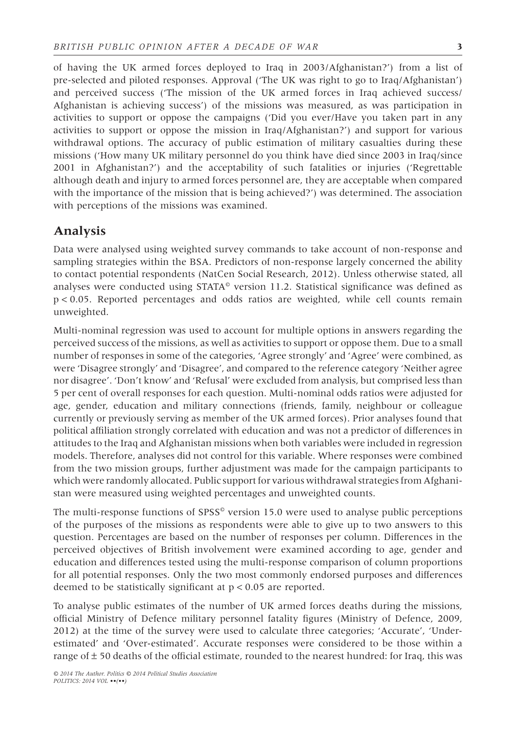of having the UK armed forces deployed to Iraq in 2003/Afghanistan?') from a list of pre-selected and piloted responses. Approval ('The UK was right to go to Iraq/Afghanistan') and perceived success ('The mission of the UK armed forces in Iraq achieved success/ Afghanistan is achieving success') of the missions was measured, as was participation in activities to support or oppose the campaigns ('Did you ever/Have you taken part in any activities to support or oppose the mission in Iraq/Afghanistan?') and support for various withdrawal options. The accuracy of public estimation of military casualties during these missions ('How many UK military personnel do you think have died since 2003 in Iraq/since 2001 in Afghanistan?') and the acceptability of such fatalities or injuries ('Regrettable although death and injury to armed forces personnel are, they are acceptable when compared with the importance of the mission that is being achieved?') was determined. The association with perceptions of the missions was examined.

## Analysis

Data were analysed using weighted survey commands to take account of non-response and sampling strategies within the BSA. Predictors of non-response largely concerned the ability to contact potential respondents (NatCen Social Research, 2012). Unless otherwise stated, all analyses were conducted using STATA© version 11.2. Statistical significance was defined as $p < 0.05$. Reported percentages and odds ratios are weighted, while cell counts remain unweighted.

Multi-nominal regression was used to account for multiple options in answers regarding the perceived success of the missions, as well as activities to support or oppose them. Due to a small number of responses in some of the categories, 'Agree strongly' and 'Agree' were combined, as were 'Disagree strongly' and 'Disagree', and compared to the reference category 'Neither agree nor disagree'. 'Don't know' and 'Refusal' were excluded from analysis, but comprised less than 5 per cent of overall responses for each question. Multi-nominal odds ratios were adjusted for age, gender, education and military connections (friends, family, neighbour or colleague currently or previously serving as member of the UK armed forces). Prior analyses found that political affiliation strongly correlated with education and was not a predictor of differences in attitudes to the Iraq and Afghanistan missions when both variables were included in regression models. Therefore, analyses did not control for this variable. Where responses were combined from the two mission groups, further adjustment was made for the campaign participants to which were randomly allocated. Public support for various withdrawal strategies from Afghanistan were measured using weighted percentages and unweighted counts.

The multi-response functions of SPSS© version 15.0 were used to analyse public perceptions of the purposes of the missions as respondents were able to give up to two answers to this question. Percentages are based on the number of responses per column. Differences in the perceived objectives of British involvement were examined according to age, gender and education and differences tested using the multi-response comparison of column proportions for all potential responses. Only the two most commonly endorsed purposes and differences deemed to be statistically significant at $p < 0.05$ are reported.

To analyse public estimates of the number of UK armed forces deaths during the missions, official Ministry of Defence military personnel fatality figures (Ministry of Defence, 2009, 2012) at the time of the survey were used to calculate three categories; 'Accurate', 'Under-estimated' and 'Over-estimated'. Accurate responses were considered to be those within a range of $\pm$ 50 deaths of the official estimate, rounded to the nearest hundred: for Iraq, this was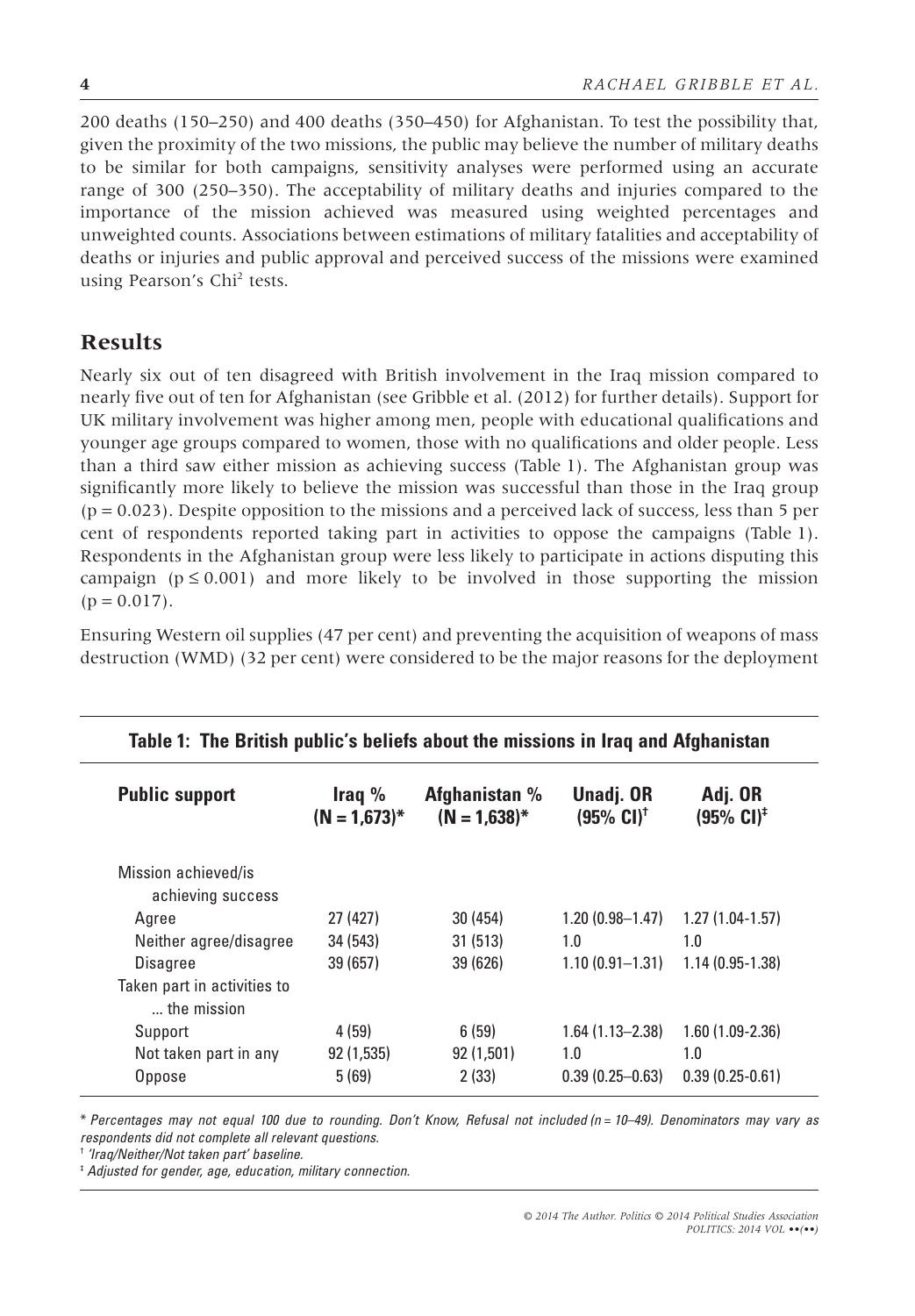200 deaths (150–250) and 400 deaths (350–450) for Afghanistan. To test the possibility that, given the proximity of the two missions, the public may believe the number of military deaths to be similar for both campaigns, sensitivity analyses were performed using an accurate range of 300 (250–350). The acceptability of military deaths and injuries compared to the importance of the mission achieved was measured using weighted percentages and unweighted counts. Associations between estimations of military fatalities and acceptability of deaths or injuries and public approval and perceived success of the missions were examined using Pearson's $Chi^2$ tests.

## Results

Nearly six out of ten disagreed with British involvement in the Iraq mission compared to nearly five out of ten for Afghanistan (see Gribble et al. (2012) for further details). Support for UK military involvement was higher among men, people with educational qualifications and younger age groups compared to women, those with no qualifications and older people. Less than a third saw either mission as achieving success (Table 1). The Afghanistan group was significantly more likely to believe the mission was successful than those in the Iraq group ($p = 0.023$). Despite opposition to the missions and a perceived lack of success, less than 5 per cent of respondents reported taking part in activities to oppose the campaigns (Table 1). Respondents in the Afghanistan group were less likely to participate in actions disputing this campaign ($p \leq 0.001$) and more likely to be involved in those supporting the mission ($p = 0.017$).

Ensuring Western oil supplies (47 per cent) and preventing the acquisition of weapons of mass destruction (WMD) (32 per cent) were considered to be the major reasons for the deployment

**Table 1: The British public's beliefs about the missions in Iraq and Afghanistan**

| Public support | Iraq % (N = 1,673)* | Afghanistan % (N = 1,638)* | Unadj. OR (95% CI)† | Adj. OR (95% CI)‡ |
|---|---|---|---|---|
| Mission achieved/is achieving success | | | | |
| Agree | 27 (427) | 30 (454) | 1.20 (0.98–1.47) | 1.27 (1.04-1.57) |
| Neither agree/disagree | 34 (543) | 31 (513) | 1.0 | 1.0 |
| Disagree | 39 (657) | 39 (626) | 1.10 (0.91–1.31) | 1.14 (0.95-1.38) |
| Taken part in activities to … the mission | | | | |
| Support | 4 (59) | 6 (59) | 1.64 (1.13–2.38) | 1.60 (1.09-2.36) |
| Not taken part in any | 92 (1,535) | 92 (1,501) | 1.0 | 1.0 |
| Oppose | 5 (69) | 2 (33) | 0.39 (0.25–0.63) | 0.39 (0.25-0.61) |

*\* Percentages may not equal 100 due to rounding. Don't Know, Refusal not included (n = 10–49). Denominators may vary as respondents did not complete all relevant questions.*

*† 'Iraq/Neither/Not taken part' baseline.*

*‡ Adjusted for gender, age, education, military connection.*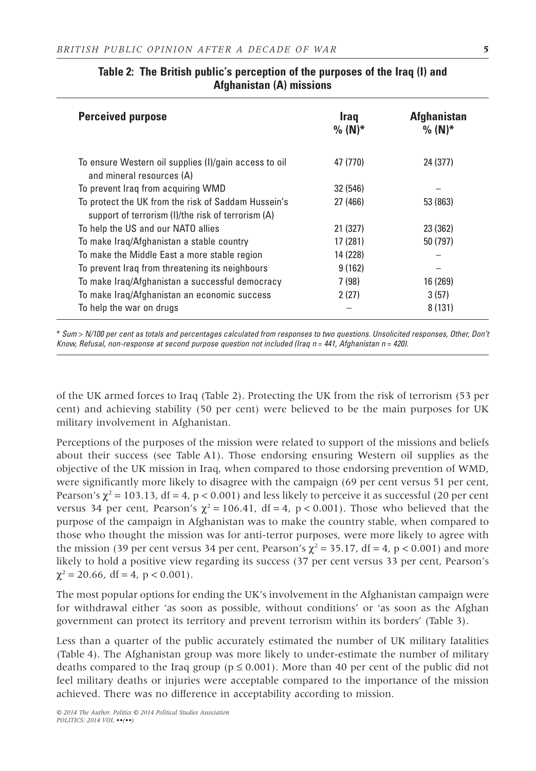**Table 2: The British public's perception of the purposes of the Iraq (I) and Afghanistan (A) missions**

| Perceived purpose | Iraq % (N)* | Afghanistan % (N)* |
|---|---|---|
| To ensure Western oil supplies (I)/gain access to oil and mineral resources (A) | 47 (770) | 24 (377) |
| To prevent Iraq from acquiring WMD | 32 (546) | – |
| To protect the UK from the risk of Saddam Hussein's support of terrorism (I)/the risk of terrorism (A) | 27 (466) | 53 (863) |
| To help the US and our NATO allies | 21 (327) | 23 (362) |
| To make Iraq/Afghanistan a stable country | 17 (281) | 50 (797) |
| To make the Middle East a more stable region | 14 (228) | – |
| To prevent Iraq from threatening its neighbours | 9 (162) | – |
| To make Iraq/Afghanistan a successful democracy | 7 (98) | 16 (269) |
| To make Iraq/Afghanistan an economic success | 2 (27) | 3 (57) |
| To help the war on drugs | – | 8 (131) |

\* *Sum > N/100 per cent as totals and percentages calculated from responses to two questions. Unsolicited responses, Other, Don't Know, Refusal, non-response at second purpose question not included (Iraq n = 441, Afghanistan n = 420).*

of the UK armed forces to Iraq (Table 2). Protecting the UK from the risk of terrorism (53 per cent) and achieving stability (50 per cent) were believed to be the main purposes for UK military involvement in Afghanistan.

Perceptions of the purposes of the mission were related to support of the missions and beliefs about their success (see Table A1). Those endorsing ensuring Western oil supplies as the objective of the UK mission in Iraq, when compared to those endorsing prevention of WMD, were significantly more likely to disagree with the campaign (69 per cent versus 51 per cent, Pearson's $\chi^2 = 103.13$, df = 4, $p < 0.001$) and less likely to perceive it as successful (20 per cent versus 34 per cent, Pearson's $\chi^2 = 106.41$, df = 4, $p < 0.001$). Those who believed that the purpose of the campaign in Afghanistan was to make the country stable, when compared to those who thought the mission was for anti-terror purposes, were more likely to agree with the mission (39 per cent versus 34 per cent, Pearson's $\chi^2 = 35.17$, df = 4, $p < 0.001$) and more likely to hold a positive view regarding its success (37 per cent versus 33 per cent, Pearson's $\chi^2 = 20.66$, df = 4, $p < 0.001$).

The most popular options for ending the UK's involvement in the Afghanistan campaign were for withdrawal either 'as soon as possible, without conditions' or 'as soon as the Afghan government can protect its territory and prevent terrorism within its borders' (Table 3).

Less than a quarter of the public accurately estimated the number of UK military fatalities (Table 4). The Afghanistan group was more likely to under-estimate the number of military deaths compared to the Iraq group ($p \leq 0.001$). More than 40 per cent of the public did not feel military deaths or injuries were acceptable compared to the importance of the mission achieved. There was no difference in acceptability according to mission.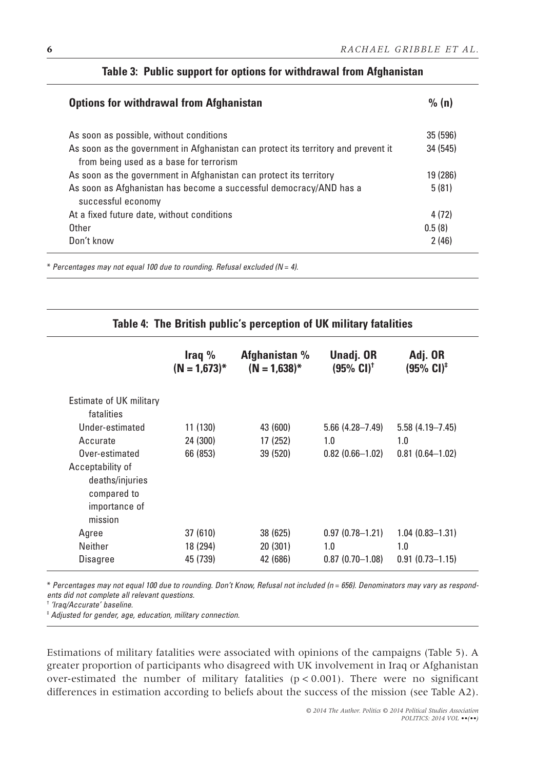**Table 3: Public support for options for withdrawal from Afghanistan**

| Options for withdrawal from Afghanistan | % (n) |
|---|---|
| As soon as possible, without conditions | 35 (596) |
| As soon as the government in Afghanistan can protect its territory and prevent it from being used as a base for terrorism | 34 (545) |
| As soon as the government in Afghanistan can protect its territory | 19 (286) |
| As soon as Afghanistan has become a successful democracy/AND has a successful economy | 5 (81) |
| At a fixed future date, without conditions | 4 (72) |
| Other | 0.5 (8) |
| Don't know | 2 (46) |

\* *Percentages may not equal 100 due to rounding. Refusal excluded (N = 4).*

**Table 4: The British public's perception of UK military fatalities**

| | Iraq % (N = 1,673)* | Afghanistan % (N = 1,638)* | Unadj. OR (95% CI)† | Adj. OR (95% CI)‡ |
|---|---|---|---|---|
| Estimate of UK military fatalities | | | | |
| Under-estimated | 11 (130) | 43 (600) | 5.66 (4.28–7.49) | 5.58 (4.19–7.45) |
| Accurate | 24 (300) | 17 (252) | 1.0 | 1.0 |
| Over-estimated | 66 (853) | 39 (520) | 0.82 (0.66–1.02) | 0.81 (0.64–1.02) |
| Acceptability of deaths/injuries compared to importance of mission | | | | |
| Agree | 37 (610) | 38 (625) | 0.97 (0.78–1.21) | 1.04 (0.83–1.31) |
| Neither | 18 (294) | 20 (301) | 1.0 | 1.0 |
| Disagree | 45 (739) | 42 (686) | 0.87 (0.70–1.08) | 0.91 (0.73–1.15) |

\* *Percentages may not equal 100 due to rounding. Don't Know, Refusal not included (n = 656). Denominators may vary as respondents did not complete all relevant questions.*

† *'Iraq/Accurate' baseline.*

‡ *Adjusted for gender, age, education, military connection.*

Estimations of military fatalities were associated with opinions of the campaigns (Table 5). A greater proportion of participants who disagreed with UK involvement in Iraq or Afghanistan over-estimated the number of military fatalities ($p < 0.001$). There were no significant differences in estimation according to beliefs about the success of the mission (see Table A2).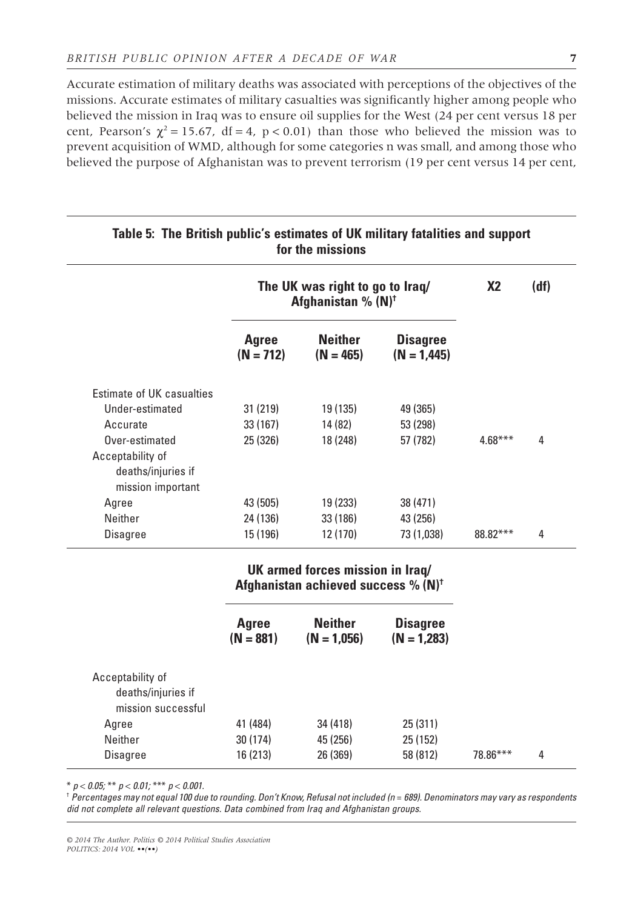Accurate estimation of military deaths was associated with perceptions of the objectives of the missions. Accurate estimates of military casualties was significantly higher among people who believed the mission in Iraq was to ensure oil supplies for the West (24 per cent versus 18 per cent, Pearson's $\chi^2 = 15.67$, df = 4, $p < 0.01$) than those who believed the mission was to prevent acquisition of WMD, although for some categories n was small, and among those who believed the purpose of Afghanistan was to prevent terrorism (19 per cent versus 14 per cent,

**Table 5: The British public's estimates of UK military fatalities and support for the missions**

| | The UK was right to go to Iraq/ Afghanistan % (N)[†] | | | X2 | (df) |
|---|---|---|---|---|---|
| | **Agree (N = 712)** | **Neither (N = 465)** | **Disagree (N = 1,445)** | | |
| Estimate of UK casualties | | | | | |
| Under-estimated | 31 (219) | 19 (135) | 49 (365) | | |
| Accurate | 33 (167) | 14 (82) | 53 (298) | | |
| Over-estimated | 25 (326) | 18 (248) | 57 (782) | 4.68*** | 4 |
| Acceptability of deaths/injuries if mission important | | | | | |
| Agree | 43 (505) | 19 (233) | 38 (471) | | |
| Neither | 24 (136) | 33 (186) | 43 (256) | | |
| Disagree | 15 (196) | 12 (170) | 73 (1,038) | 88.82*** | 4 |
| | **UK armed forces mission in Iraq/ Afghanistan achieved success % (N)[†]** | | | | |
| | **Agree (N = 881)** | **Neither (N = 1,056)** | **Disagree (N = 1,283)** | | |
| Acceptability of deaths/injuries if mission successful | | | | | |
| Agree | 41 (484) | 34 (418) | 25 (311) | | |
| Neither | 30 (174) | 45 (256) | 25 (152) | | |
| Disagree | 16 (213) | 26 (369) | 58 (812) | 78.86*** | 4 |

* $p < 0.05$; ** $p < 0.01$; *** $p < 0.001$.

[†] *Percentages may not equal 100 due to rounding. Don't Know, Refusal not included (n = 689). Denominators may vary as respondents did not complete all relevant questions. Data combined from Iraq and Afghanistan groups.*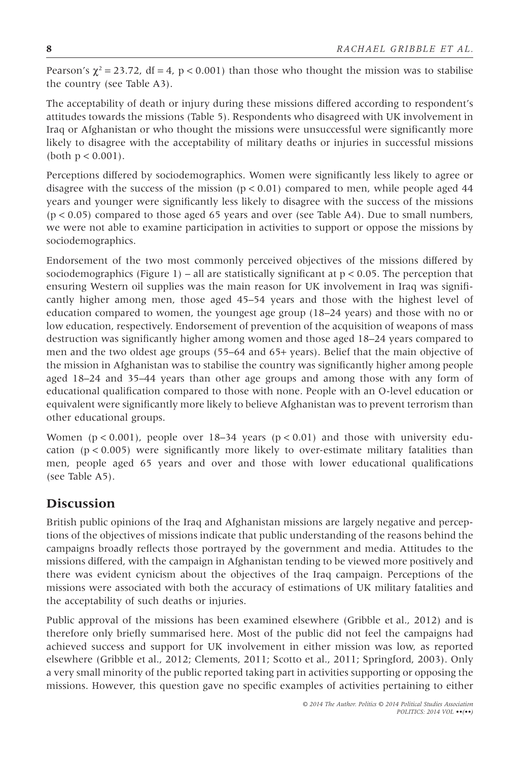Pearson's $\chi^2 = 23.72$, df = 4, $p < 0.001$) than those who thought the mission was to stabilise the country (see Table A3).

The acceptability of death or injury during these missions differed according to respondent's attitudes towards the missions (Table 5). Respondents who disagreed with UK involvement in Iraq or Afghanistan or who thought the missions were unsuccessful were significantly more likely to disagree with the acceptability of military deaths or injuries in successful missions (both $p < 0.001$).

Perceptions differed by sociodemographics. Women were significantly less likely to agree or disagree with the success of the mission ($p < 0.01$) compared to men, while people aged 44 years and younger were significantly less likely to disagree with the success of the missions ($p < 0.05$) compared to those aged 65 years and over (see Table A4). Due to small numbers, we were not able to examine participation in activities to support or oppose the missions by sociodemographics.

Endorsement of the two most commonly perceived objectives of the missions differed by sociodemographics (Figure 1) – all are statistically significant at $p < 0.05$. The perception that ensuring Western oil supplies was the main reason for UK involvement in Iraq was significantly higher among men, those aged 45–54 years and those with the highest level of education compared to women, the youngest age group (18–24 years) and those with no or low education, respectively. Endorsement of prevention of the acquisition of weapons of mass destruction was significantly higher among women and those aged 18–24 years compared to men and the two oldest age groups (55–64 and 65+ years). Belief that the main objective of the mission in Afghanistan was to stabilise the country was significantly higher among people aged 18–24 and 35–44 years than other age groups and among those with any form of educational qualification compared to those with none. People with an O-level education or equivalent were significantly more likely to believe Afghanistan was to prevent terrorism than other educational groups.

Women ($p < 0.001$), people over 18–34 years ($p < 0.01$) and those with university education ($p < 0.005$) were significantly more likely to over-estimate military fatalities than men, people aged 65 years and over and those with lower educational qualifications (see Table A5).

## Discussion

British public opinions of the Iraq and Afghanistan missions are largely negative and perceptions of the objectives of missions indicate that public understanding of the reasons behind the campaigns broadly reflects those portrayed by the government and media. Attitudes to the missions differed, with the campaign in Afghanistan tending to be viewed more positively and there was evident cynicism about the objectives of the Iraq campaign. Perceptions of the missions were associated with both the accuracy of estimations of UK military fatalities and the acceptability of such deaths or injuries.

Public approval of the missions has been examined elsewhere (Gribble et al., 2012) and is therefore only briefly summarised here. Most of the public did not feel the campaigns had achieved success and support for UK involvement in either mission was low, as reported elsewhere (Gribble et al., 2012; Clements, 2011; Scotto et al., 2011; Springford, 2003). Only a very small minority of the public reported taking part in activities supporting or opposing the missions. However, this question gave no specific examples of activities pertaining to either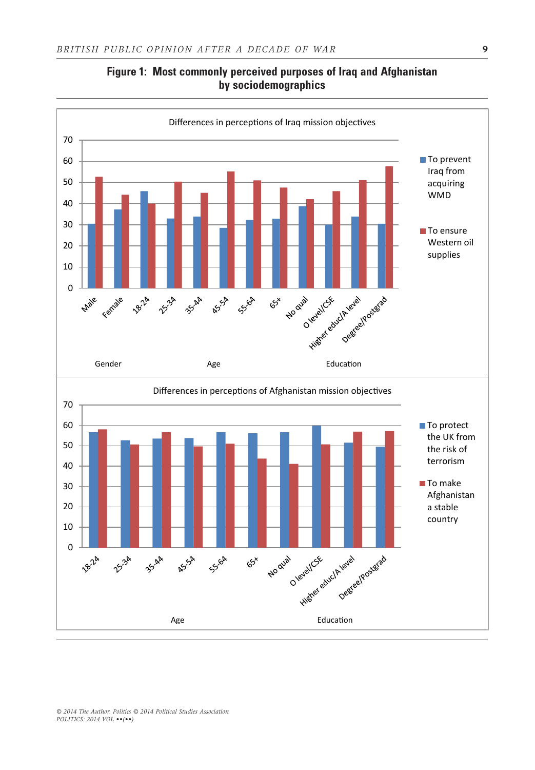**Figure 1: Most commonly perceived purposes of Iraq and Afghanistan by sociodemographics**

Differences in perceptions of Iraq mission objectives

Legend: To prevent Iraq from acquiring WMD; To ensure Western oil supplies

Gender: Male, Female
Age: 18-24, 25-34, 35-44, 45-54, 55-64, 65+
Education: No qual, O level/CSE, Higher educ/A level, Degree/Postgrad

Differences in perceptions of Afghanistan mission objectives

Legend: To protect the UK from the risk of terrorism; To make Afghanistan a stable country

Age: 18-24, 25-34, 35-44, 45-54, 55-64, 65+
Education: No qual, O level/CSE, Higher educ/A level, Degree/Postgrad

© 2014 The Author. Politics © 2014 Political Studies Association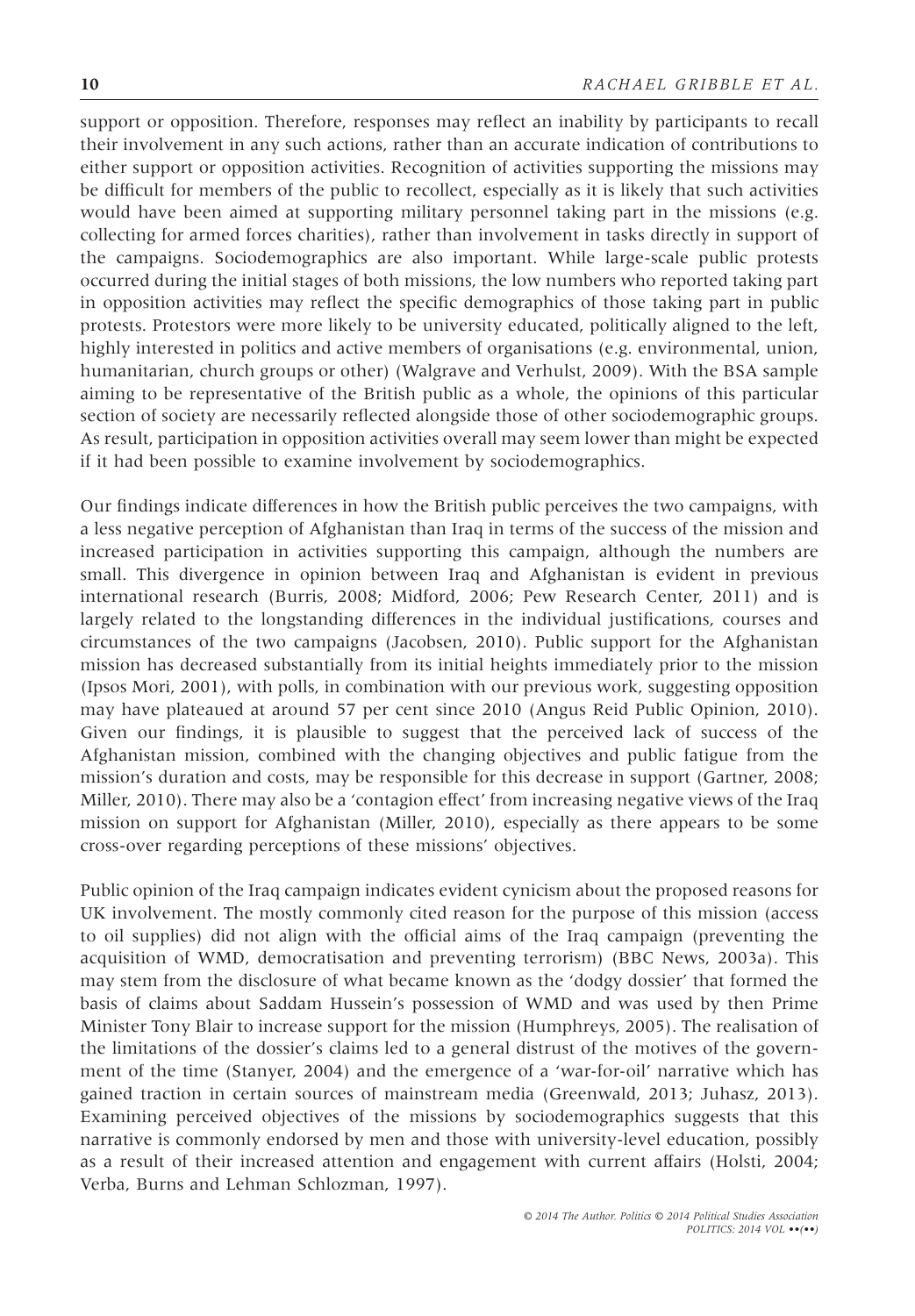support or opposition. Therefore, responses may reflect an inability by participants to recall their involvement in any such actions, rather than an accurate indication of contributions to either support or opposition activities. Recognition of activities supporting the missions may be difficult for members of the public to recollect, especially as it is likely that such activities would have been aimed at supporting military personnel taking part in the missions (e.g. collecting for armed forces charities), rather than involvement in tasks directly in support of the campaigns. Sociodemographics are also important. While large-scale public protests occurred during the initial stages of both missions, the low numbers who reported taking part in opposition activities may reflect the specific demographics of those taking part in public protests. Protestors were more likely to be university educated, politically aligned to the left, highly interested in politics and active members of organisations (e.g. environmental, union, humanitarian, church groups or other) (Walgrave and Verhulst, 2009). With the BSA sample aiming to be representative of the British public as a whole, the opinions of this particular section of society are necessarily reflected alongside those of other sociodemographic groups. As result, participation in opposition activities overall may seem lower than might be expected if it had been possible to examine involvement by sociodemographics.

Our findings indicate differences in how the British public perceives the two campaigns, with a less negative perception of Afghanistan than Iraq in terms of the success of the mission and increased participation in activities supporting this campaign, although the numbers are small. This divergence in opinion between Iraq and Afghanistan is evident in previous international research (Burris, 2008; Midford, 2006; Pew Research Center, 2011) and is largely related to the longstanding differences in the individual justifications, courses and circumstances of the two campaigns (Jacobsen, 2010). Public support for the Afghanistan mission has decreased substantially from its initial heights immediately prior to the mission (Ipsos Mori, 2001), with polls, in combination with our previous work, suggesting opposition may have plateaued at around 57 per cent since 2010 (Angus Reid Public Opinion, 2010). Given our findings, it is plausible to suggest that the perceived lack of success of the Afghanistan mission, combined with the changing objectives and public fatigue from the mission's duration and costs, may be responsible for this decrease in support (Gartner, 2008; Miller, 2010). There may also be a 'contagion effect' from increasing negative views of the Iraq mission on support for Afghanistan (Miller, 2010), especially as there appears to be some cross-over regarding perceptions of these missions' objectives.

Public opinion of the Iraq campaign indicates evident cynicism about the proposed reasons for UK involvement. The mostly commonly cited reason for the purpose of this mission (access to oil supplies) did not align with the official aims of the Iraq campaign (preventing the acquisition of WMD, democratisation and preventing terrorism) (BBC News, 2003a). This may stem from the disclosure of what became known as the 'dodgy dossier' that formed the basis of claims about Saddam Hussein's possession of WMD and was used by then Prime Minister Tony Blair to increase support for the mission (Humphreys, 2005). The realisation of the limitations of the dossier's claims led to a general distrust of the motives of the government of the time (Stanyer, 2004) and the emergence of a 'war-for-oil' narrative which has gained traction in certain sources of mainstream media (Greenwald, 2013; Juhasz, 2013). Examining perceived objectives of the missions by sociodemographics suggests that this narrative is commonly endorsed by men and those with university-level education, possibly as a result of their increased attention and engagement with current affairs (Holsti, 2004; Verba, Burns and Lehman Schlozman, 1997).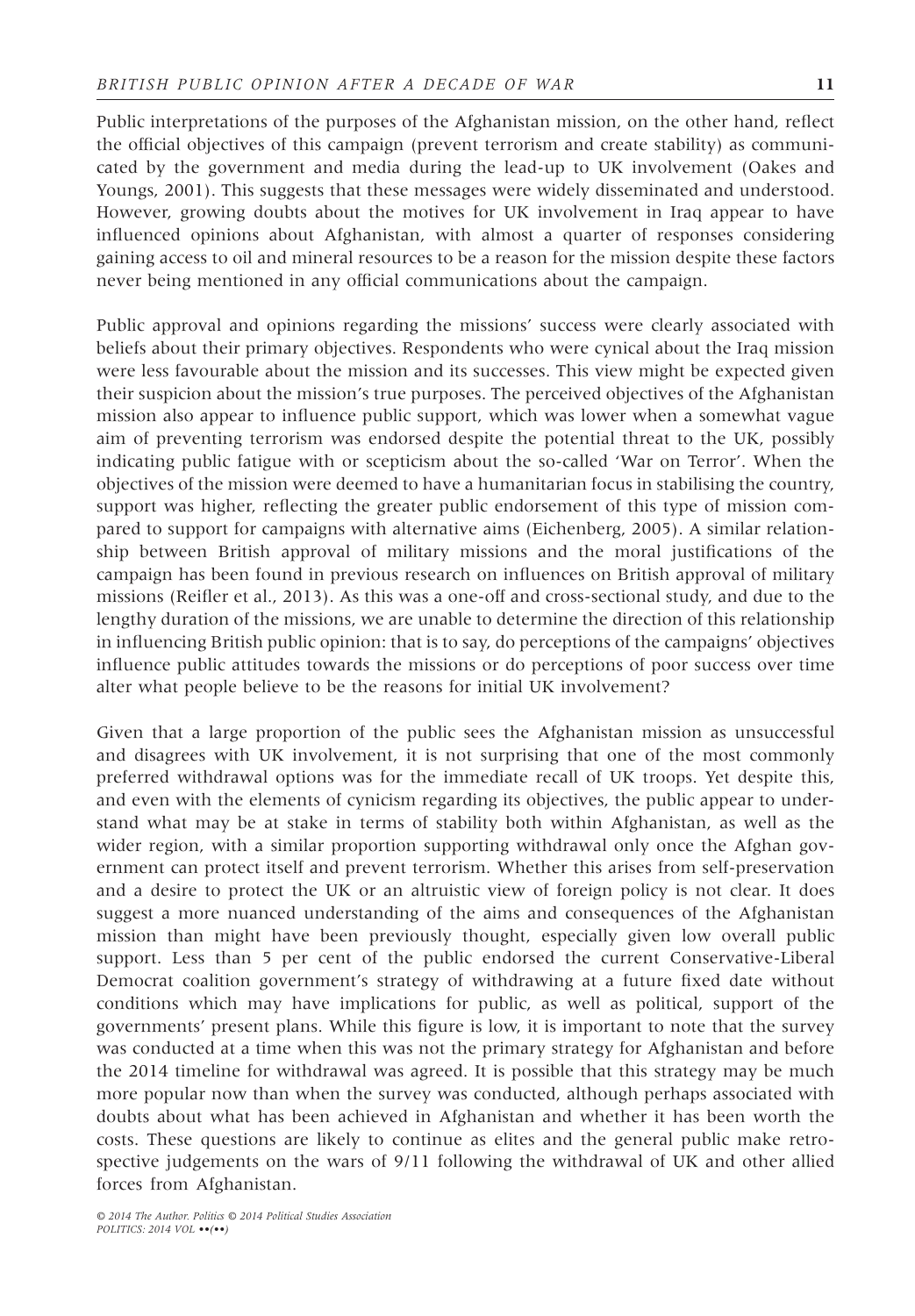Public interpretations of the purposes of the Afghanistan mission, on the other hand, reflect the official objectives of this campaign (prevent terrorism and create stability) as communicated by the government and media during the lead-up to UK involvement (Oakes and Youngs, 2001). This suggests that these messages were widely disseminated and understood. However, growing doubts about the motives for UK involvement in Iraq appear to have influenced opinions about Afghanistan, with almost a quarter of responses considering gaining access to oil and mineral resources to be a reason for the mission despite these factors never being mentioned in any official communications about the campaign.

Public approval and opinions regarding the missions' success were clearly associated with beliefs about their primary objectives. Respondents who were cynical about the Iraq mission were less favourable about the mission and its successes. This view might be expected given their suspicion about the mission's true purposes. The perceived objectives of the Afghanistan mission also appear to influence public support, which was lower when a somewhat vague aim of preventing terrorism was endorsed despite the potential threat to the UK, possibly indicating public fatigue with or scepticism about the so-called 'War on Terror'. When the objectives of the mission were deemed to have a humanitarian focus in stabilising the country, support was higher, reflecting the greater public endorsement of this type of mission compared to support for campaigns with alternative aims (Eichenberg, 2005). A similar relationship between British approval of military missions and the moral justifications of the campaign has been found in previous research on influences on British approval of military missions (Reifler et al., 2013). As this was a one-off and cross-sectional study, and due to the lengthy duration of the missions, we are unable to determine the direction of this relationship in influencing British public opinion: that is to say, do perceptions of the campaigns' objectives influence public attitudes towards the missions or do perceptions of poor success over time alter what people believe to be the reasons for initial UK involvement?

Given that a large proportion of the public sees the Afghanistan mission as unsuccessful and disagrees with UK involvement, it is not surprising that one of the most commonly preferred withdrawal options was for the immediate recall of UK troops. Yet despite this, and even with the elements of cynicism regarding its objectives, the public appear to understand what may be at stake in terms of stability both within Afghanistan, as well as the wider region, with a similar proportion supporting withdrawal only once the Afghan government can protect itself and prevent terrorism. Whether this arises from self-preservation and a desire to protect the UK or an altruistic view of foreign policy is not clear. It does suggest a more nuanced understanding of the aims and consequences of the Afghanistan mission than might have been previously thought, especially given low overall public support. Less than 5 per cent of the public endorsed the current Conservative-Liberal Democrat coalition government's strategy of withdrawing at a future fixed date without conditions which may have implications for public, as well as political, support of the governments' present plans. While this figure is low, it is important to note that the survey was conducted at a time when this was not the primary strategy for Afghanistan and before the 2014 timeline for withdrawal was agreed. It is possible that this strategy may be much more popular now than when the survey was conducted, although perhaps associated with doubts about what has been achieved in Afghanistan and whether it has been worth the costs. These questions are likely to continue as elites and the general public make retrospective judgements on the wars of 9/11 following the withdrawal of UK and other allied forces from Afghanistan.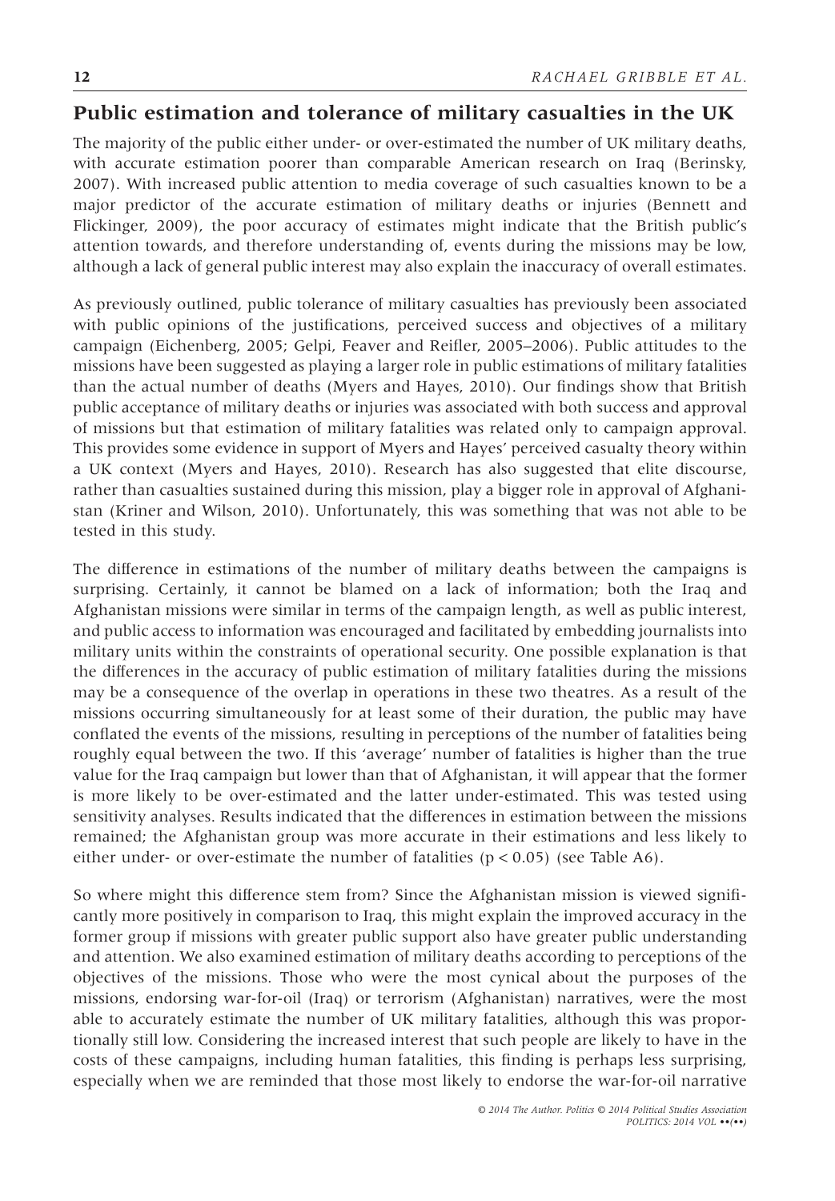## Public estimation and tolerance of military casualties in the UK

The majority of the public either under- or over-estimated the number of UK military deaths, with accurate estimation poorer than comparable American research on Iraq (Berinsky, 2007). With increased public attention to media coverage of such casualties known to be a major predictor of the accurate estimation of military deaths or injuries (Bennett and Flickinger, 2009), the poor accuracy of estimates might indicate that the British public's attention towards, and therefore understanding of, events during the missions may be low, although a lack of general public interest may also explain the inaccuracy of overall estimates.

As previously outlined, public tolerance of military casualties has previously been associated with public opinions of the justifications, perceived success and objectives of a military campaign (Eichenberg, 2005; Gelpi, Feaver and Reifler, 2005–2006). Public attitudes to the missions have been suggested as playing a larger role in public estimations of military fatalities than the actual number of deaths (Myers and Hayes, 2010). Our findings show that British public acceptance of military deaths or injuries was associated with both success and approval of missions but that estimation of military fatalities was related only to campaign approval. This provides some evidence in support of Myers and Hayes' perceived casualty theory within a UK context (Myers and Hayes, 2010). Research has also suggested that elite discourse, rather than casualties sustained during this mission, play a bigger role in approval of Afghanistan (Kriner and Wilson, 2010). Unfortunately, this was something that was not able to be tested in this study.

The difference in estimations of the number of military deaths between the campaigns is surprising. Certainly, it cannot be blamed on a lack of information; both the Iraq and Afghanistan missions were similar in terms of the campaign length, as well as public interest, and public access to information was encouraged and facilitated by embedding journalists into military units within the constraints of operational security. One possible explanation is that the differences in the accuracy of public estimation of military fatalities during the missions may be a consequence of the overlap in operations in these two theatres. As a result of the missions occurring simultaneously for at least some of their duration, the public may have conflated the events of the missions, resulting in perceptions of the number of fatalities being roughly equal between the two. If this 'average' number of fatalities is higher than the true value for the Iraq campaign but lower than that of Afghanistan, it will appear that the former is more likely to be over-estimated and the latter under-estimated. This was tested using sensitivity analyses. Results indicated that the differences in estimation between the missions remained; the Afghanistan group was more accurate in their estimations and less likely to either under- or over-estimate the number of fatalities ($p < 0.05$) (see Table A6).

So where might this difference stem from? Since the Afghanistan mission is viewed significantly more positively in comparison to Iraq, this might explain the improved accuracy in the former group if missions with greater public support also have greater public understanding and attention. We also examined estimation of military deaths according to perceptions of the objectives of the missions. Those who were the most cynical about the purposes of the missions, endorsing war-for-oil (Iraq) or terrorism (Afghanistan) narratives, were the most able to accurately estimate the number of UK military fatalities, although this was proportionally still low. Considering the increased interest that such people are likely to have in the costs of these campaigns, including human fatalities, this finding is perhaps less surprising, especially when we are reminded that those most likely to endorse the war-for-oil narrative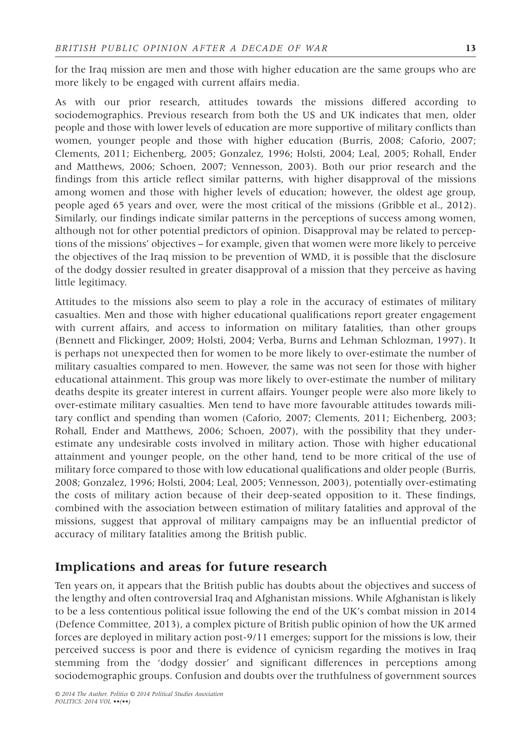for the Iraq mission are men and those with higher education are the same groups who are more likely to be engaged with current affairs media.

As with our prior research, attitudes towards the missions differed according to sociodemographics. Previous research from both the US and UK indicates that men, older people and those with lower levels of education are more supportive of military conflicts than women, younger people and those with higher education (Burris, 2008; Caforio, 2007; Clements, 2011; Eichenberg, 2005; Gonzalez, 1996; Holsti, 2004; Leal, 2005; Rohall, Ender and Matthews, 2006; Schoen, 2007; Vennesson, 2003). Both our prior research and the findings from this article reflect similar patterns, with higher disapproval of the missions among women and those with higher levels of education; however, the oldest age group, people aged 65 years and over, were the most critical of the missions (Gribble et al., 2012). Similarly, our findings indicate similar patterns in the perceptions of success among women, although not for other potential predictors of opinion. Disapproval may be related to perceptions of the missions' objectives – for example, given that women were more likely to perceive the objectives of the Iraq mission to be prevention of WMD, it is possible that the disclosure of the dodgy dossier resulted in greater disapproval of a mission that they perceive as having little legitimacy.

Attitudes to the missions also seem to play a role in the accuracy of estimates of military casualties. Men and those with higher educational qualifications report greater engagement with current affairs, and access to information on military fatalities, than other groups (Bennett and Flickinger, 2009; Holsti, 2004; Verba, Burns and Lehman Schlozman, 1997). It is perhaps not unexpected then for women to be more likely to over-estimate the number of military casualties compared to men. However, the same was not seen for those with higher educational attainment. This group was more likely to over-estimate the number of military deaths despite its greater interest in current affairs. Younger people were also more likely to over-estimate military casualties. Men tend to have more favourable attitudes towards military conflict and spending than women (Caforio, 2007; Clements, 2011; Eichenberg, 2003; Rohall, Ender and Matthews, 2006; Schoen, 2007), with the possibility that they under-estimate any undesirable costs involved in military action. Those with higher educational attainment and younger people, on the other hand, tend to be more critical of the use of military force compared to those with low educational qualifications and older people (Burris, 2008; Gonzalez, 1996; Holsti, 2004; Leal, 2005; Vennesson, 2003), potentially over-estimating the costs of military action because of their deep-seated opposition to it. These findings, combined with the association between estimation of military fatalities and approval of the missions, suggest that approval of military campaigns may be an influential predictor of accuracy of military fatalities among the British public.

## Implications and areas for future research

Ten years on, it appears that the British public has doubts about the objectives and success of the lengthy and often controversial Iraq and Afghanistan missions. While Afghanistan is likely to be a less contentious political issue following the end of the UK's combat mission in 2014 (Defence Committee, 2013), a complex picture of British public opinion of how the UK armed forces are deployed in military action post-9/11 emerges; support for the missions is low, their perceived success is poor and there is evidence of cynicism regarding the motives in Iraq stemming from the 'dodgy dossier' and significant differences in perceptions among sociodemographic groups. Confusion and doubts over the truthfulness of government sources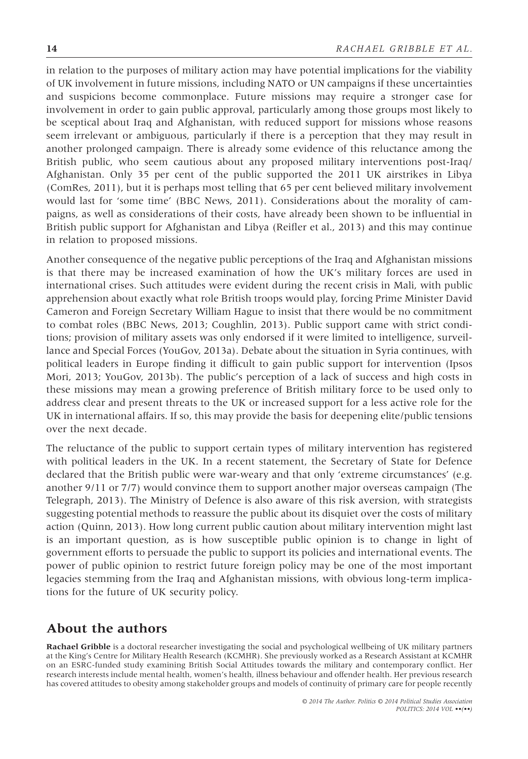in relation to the purposes of military action may have potential implications for the viability of UK involvement in future missions, including NATO or UN campaigns if these uncertainties and suspicions become commonplace. Future missions may require a stronger case for involvement in order to gain public approval, particularly among those groups most likely to be sceptical about Iraq and Afghanistan, with reduced support for missions whose reasons seem irrelevant or ambiguous, particularly if there is a perception that they may result in another prolonged campaign. There is already some evidence of this reluctance among the British public, who seem cautious about any proposed military interventions post-Iraq/ Afghanistan. Only 35 per cent of the public supported the 2011 UK airstrikes in Libya (ComRes, 2011), but it is perhaps most telling that 65 per cent believed military involvement would last for 'some time' (BBC News, 2011). Considerations about the morality of campaigns, as well as considerations of their costs, have already been shown to be influential in British public support for Afghanistan and Libya (Reifler et al., 2013) and this may continue in relation to proposed missions.

Another consequence of the negative public perceptions of the Iraq and Afghanistan missions is that there may be increased examination of how the UK's military forces are used in international crises. Such attitudes were evident during the recent crisis in Mali, with public apprehension about exactly what role British troops would play, forcing Prime Minister David Cameron and Foreign Secretary William Hague to insist that there would be no commitment to combat roles (BBC News, 2013; Coughlin, 2013). Public support came with strict conditions; provision of military assets was only endorsed if it were limited to intelligence, surveillance and Special Forces (YouGov, 2013a). Debate about the situation in Syria continues, with political leaders in Europe finding it difficult to gain public support for intervention (Ipsos Mori, 2013; YouGov, 2013b). The public's perception of a lack of success and high costs in these missions may mean a growing preference of British military force to be used only to address clear and present threats to the UK or increased support for a less active role for the UK in international affairs. If so, this may provide the basis for deepening elite/public tensions over the next decade.

The reluctance of the public to support certain types of military intervention has registered with political leaders in the UK. In a recent statement, the Secretary of State for Defence declared that the British public were war-weary and that only 'extreme circumstances' (e.g. another 9/11 or 7/7) would convince them to support another major overseas campaign (The Telegraph, 2013). The Ministry of Defence is also aware of this risk aversion, with strategists suggesting potential methods to reassure the public about its disquiet over the costs of military action (Quinn, 2013). How long current public caution about military intervention might last is an important question, as is how susceptible public opinion is to change in light of government efforts to persuade the public to support its policies and international events. The power of public opinion to restrict future foreign policy may be one of the most important legacies stemming from the Iraq and Afghanistan missions, with obvious long-term implications for the future of UK security policy.

## About the authors

**Rachael Gribble** is a doctoral researcher investigating the social and psychological wellbeing of UK military partners at the King's Centre for Military Health Research (KCMHR). She previously worked as a Research Assistant at KCMHR on an ESRC-funded study examining British Social Attitudes towards the military and contemporary conflict. Her research interests include mental health, women's health, illness behaviour and offender health. Her previous research has covered attitudes to obesity among stakeholder groups and models of continuity of primary care for people recently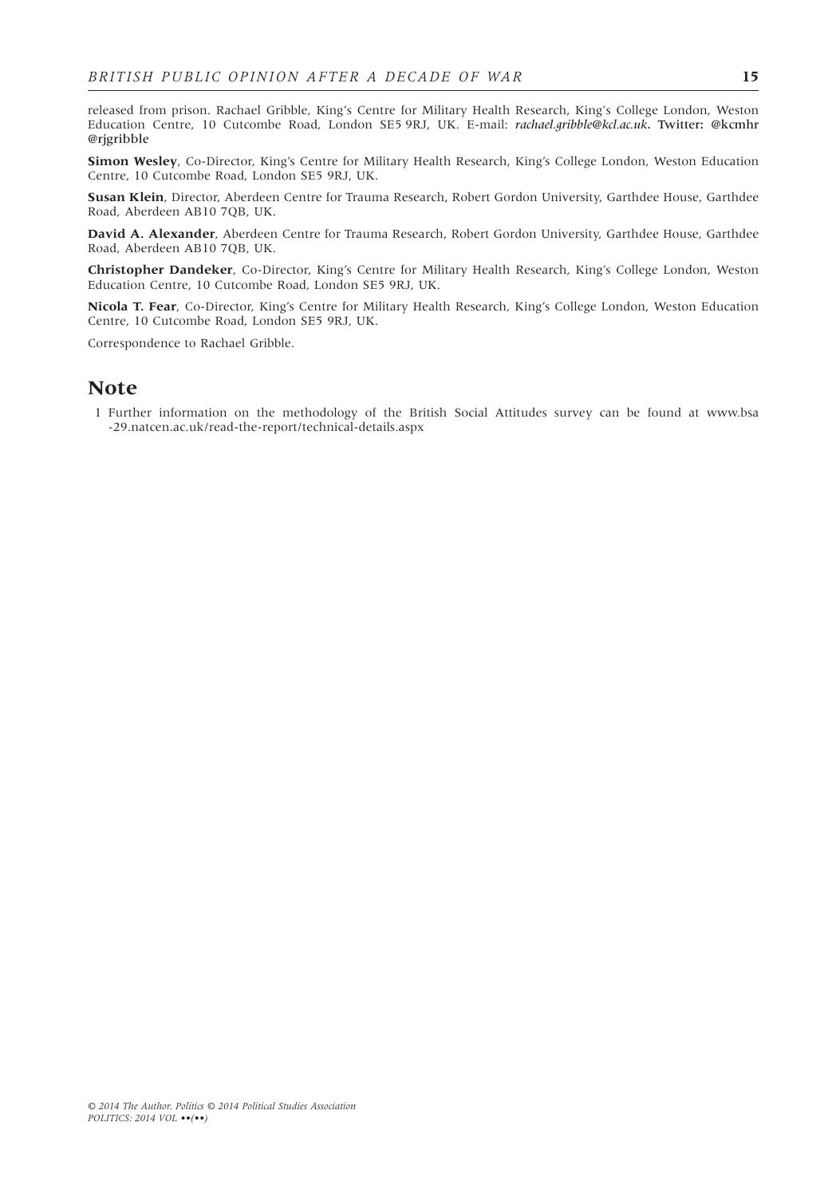released from prison. Rachael Gribble, King's Centre for Military Health Research, King's College London, Weston Education Centre, 10 Cutcombe Road, London SE5 9RJ, UK. E-mail: *rachael.gribble@kcl.ac.uk*. Twitter: @kcmhr @rjgribble

**Simon Wesley**, Co-Director, King's Centre for Military Health Research, King's College London, Weston Education Centre, 10 Cutcombe Road, London SE5 9RJ, UK.

**Susan Klein**, Director, Aberdeen Centre for Trauma Research, Robert Gordon University, Garthdee House, Garthdee Road, Aberdeen AB10 7QB, UK.

**David A. Alexander**, Aberdeen Centre for Trauma Research, Robert Gordon University, Garthdee House, Garthdee Road, Aberdeen AB10 7QB, UK.

**Christopher Dandeker**, Co-Director, King's Centre for Military Health Research, King's College London, Weston Education Centre, 10 Cutcombe Road, London SE5 9RJ, UK.

**Nicola T. Fear**, Co-Director, King's Centre for Military Health Research, King's College London, Weston Education Centre, 10 Cutcombe Road, London SE5 9RJ, UK.

Correspondence to Rachael Gribble.

## Note

1 Further information on the methodology of the British Social Attitudes survey can be found at www.bsa-29.natcen.ac.uk/read-the-report/technical-details.aspx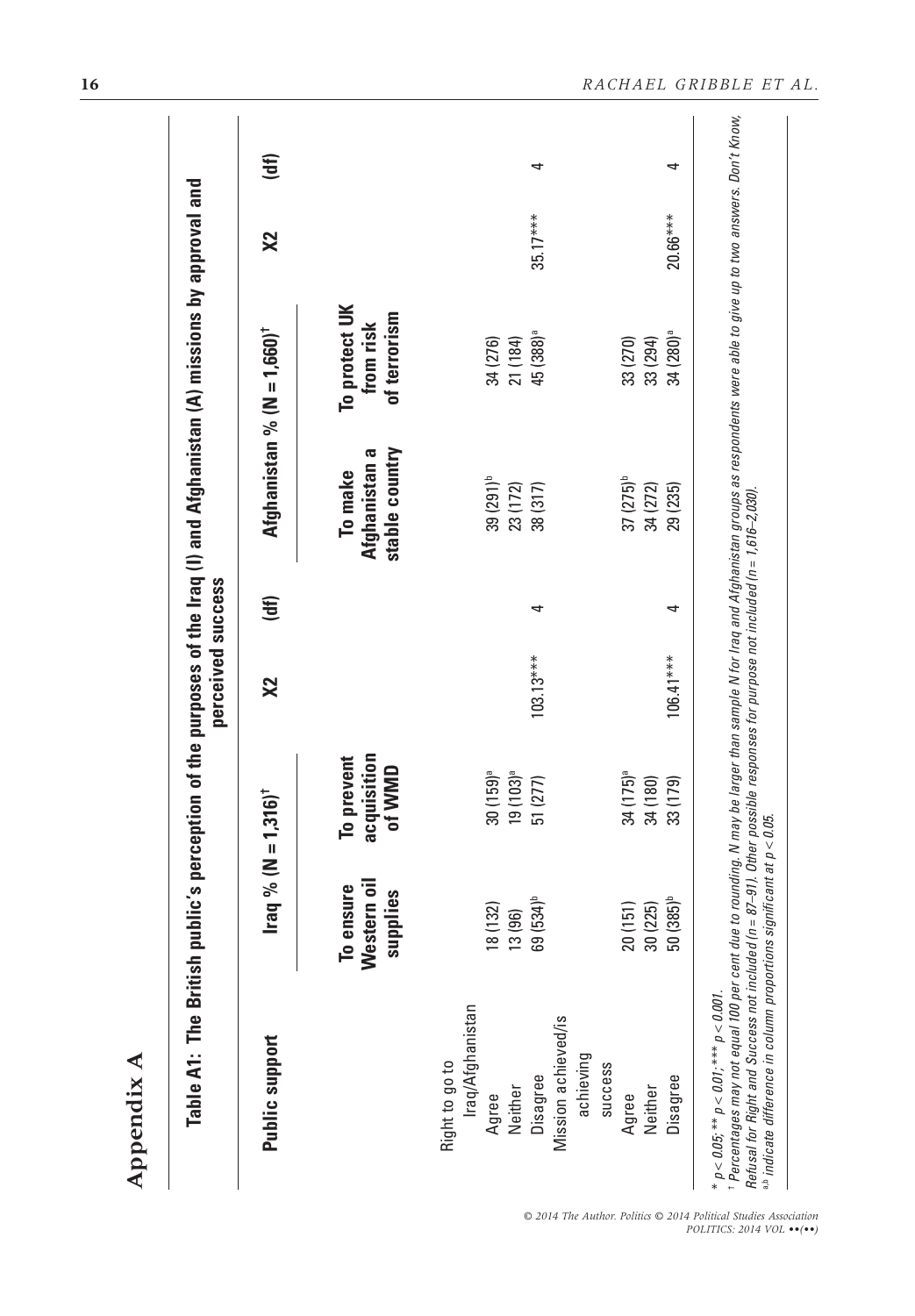# Appendix A

**Table A1: The British public's perception of the purposes of the Iraq (I) and Afghanistan (A) missions by approval and perceived success**

| Public support | Iraq % (N = 1,316)[†] | | X2 | (df) | Afghanistan % (N = 1,660)[†] | | X2 | (df) |
|---|---|---|---|---|---|---|---|---|
| | To ensure Western oil supplies | To prevent acquisition of WMD | | | To make Afghanistan a stable country | To protect UK from risk of terrorism | | |
| Right to go to Iraq/Afghanistan | | | | | | | | |
| Agree | 18 (132) | 30 (159)[a] | | | 39 (291)[b] | 34 (276) | | |
| Neither | 13 (96) | 19 (103)[a] | | | 23 (172) | 21 (184) | | |
| Disagree | 69 (534)[b] | 51 (277) | 103.13*** | 4 | 38 (317) | 45 (388)[a] | 35.17*** | 4 |
| Mission achieved/is achieving success | | | | | | | | |
| Agree | 20 (151) | 34 (175)[a] | | | 37 (275)[b] | 33 (270) | | |
| Neither | 30 (225) | 34 (180) | | | 34 (272) | 33 (294) | | |
| Disagree | 50 (385)[b] | 33 (179) | 106.41*** | 4 | 29 (235) | 34 (280)[a] | 20.66*** | 4 |

* $p < 0.05$; ** $p < 0.01$; *** $p < 0.001$.

[†] Percentages may not equal 100 per cent due to rounding. N may be larger than sample N for Iraq and Afghanistan groups as respondents were able to give up to two answers. Don't Know, Refusal for Right and Success not included ($n$ = 87–91). Other possible responses for purpose not included ($n$ = 1,616–2,030).

[a,b] indicate difference in column proportions significant at $p < 0.05$.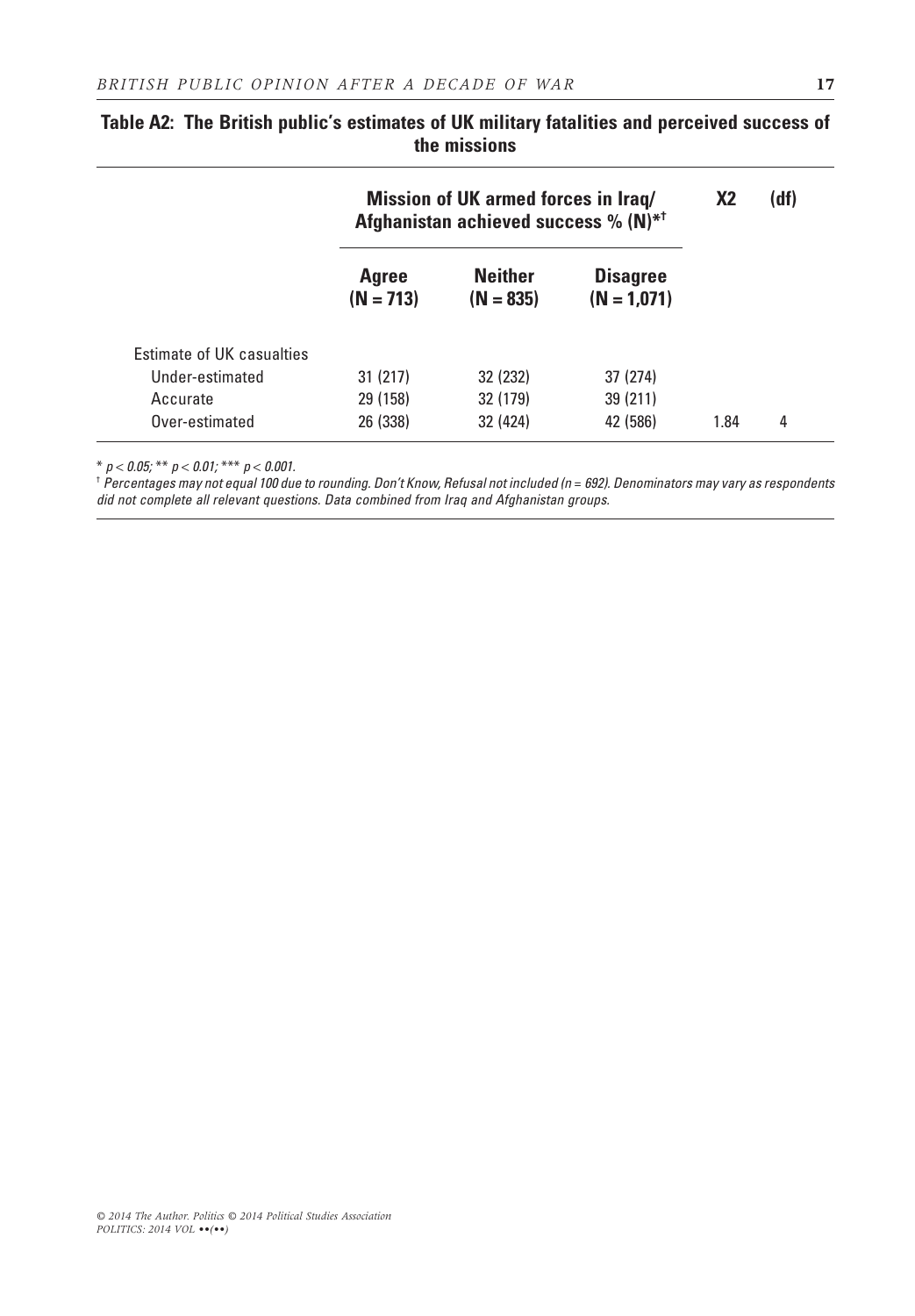**Table A2: The British public's estimates of UK military fatalities and perceived success of the missions**

| | Mission of UK armed forces in Iraq/ Afghanistan achieved success % (N)*[†] | | | X2 | (df) |
|---|---|---|---|---|---|
| | Agree (N = 713) | Neither (N = 835) | Disagree (N = 1,071) | | |
| Estimate of UK casualties | | | | | |
| Under-estimated | 31 (217) | 32 (232) | 37 (274) | | |
| Accurate | 29 (158) | 32 (179) | 39 (211) | | |
| Over-estimated | 26 (338) | 32 (424) | 42 (586) | 1.84 | 4 |

* $p < 0.05$; ** $p < 0.01$; *** $p < 0.001$.

[†] *Percentages may not equal 100 due to rounding. Don't Know, Refusal not included (n = 692). Denominators may vary as respondents did not complete all relevant questions. Data combined from Iraq and Afghanistan groups.*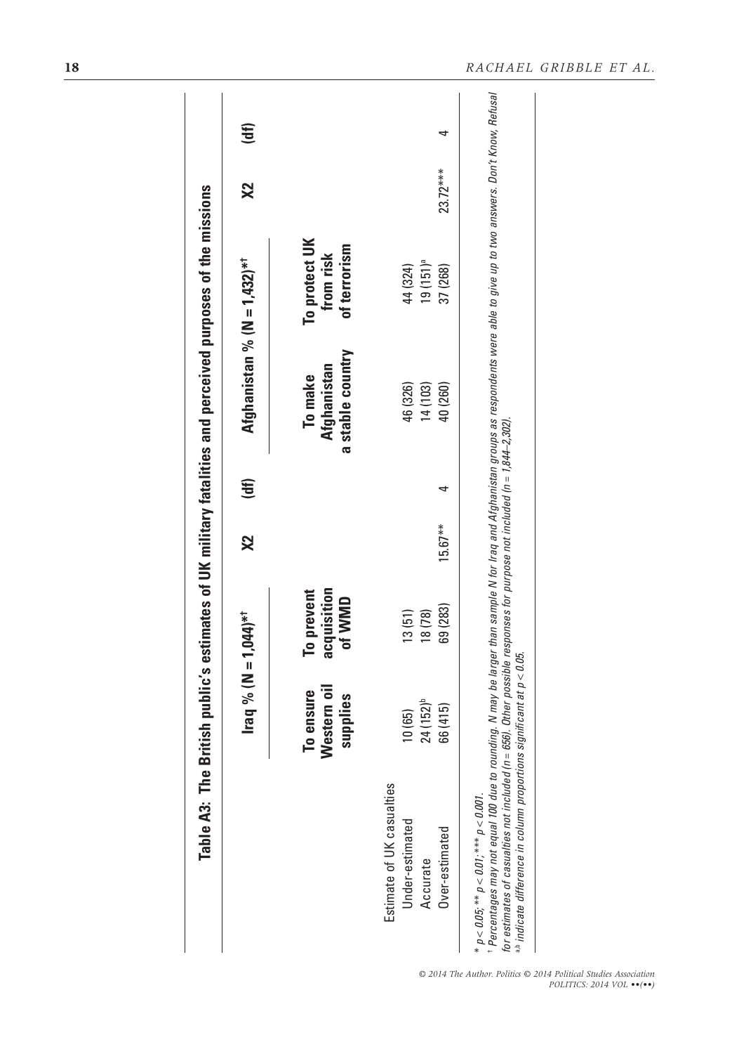**Table A3: The British public's estimates of UK military fatalities and perceived purposes of the missions**

| | Iraq % (N = 1,044)*[†] | | X2 | (df) | Afghanistan % (N = 1,432)*[†] | | X2 | (df) |
|---|---|---|---|---|---|---|---|---|
| | To ensure Western oil supplies | To prevent acquisition of WMD | | | To make Afghanistan a stable country | To protect UK from risk of terrorism | | |
| Estimate of UK casualties | | | | | | | | |
| Under-estimated | 10 (65) | 13 (51) | | | 46 (326) | 44 (324) | | |
| Accurate | 24 (152)[b] | 18 (78) | | | 14 (103) | 19 (151)[a] | | |
| Over-estimated | 66 (415) | 69 (283) | 15.67** | 4 | 40 (260) | 37 (268) | 23.72*** | 4 |

\* $p < 0.05$; \*\* $p < 0.01$; \*\*\* $p < 0.001$.

[†] *Percentages may not equal 100 due to rounding. N may be larger than sample N for Iraq and Afghanistan groups as respondents were able to give up to two answers. Don't Know, Refusal for estimates of casualties not included (n = 656). Other possible responses for purpose not included (n = 1,844–2,302).*

[a,b] *indicate difference in column proportions significant at $p < 0.05$.*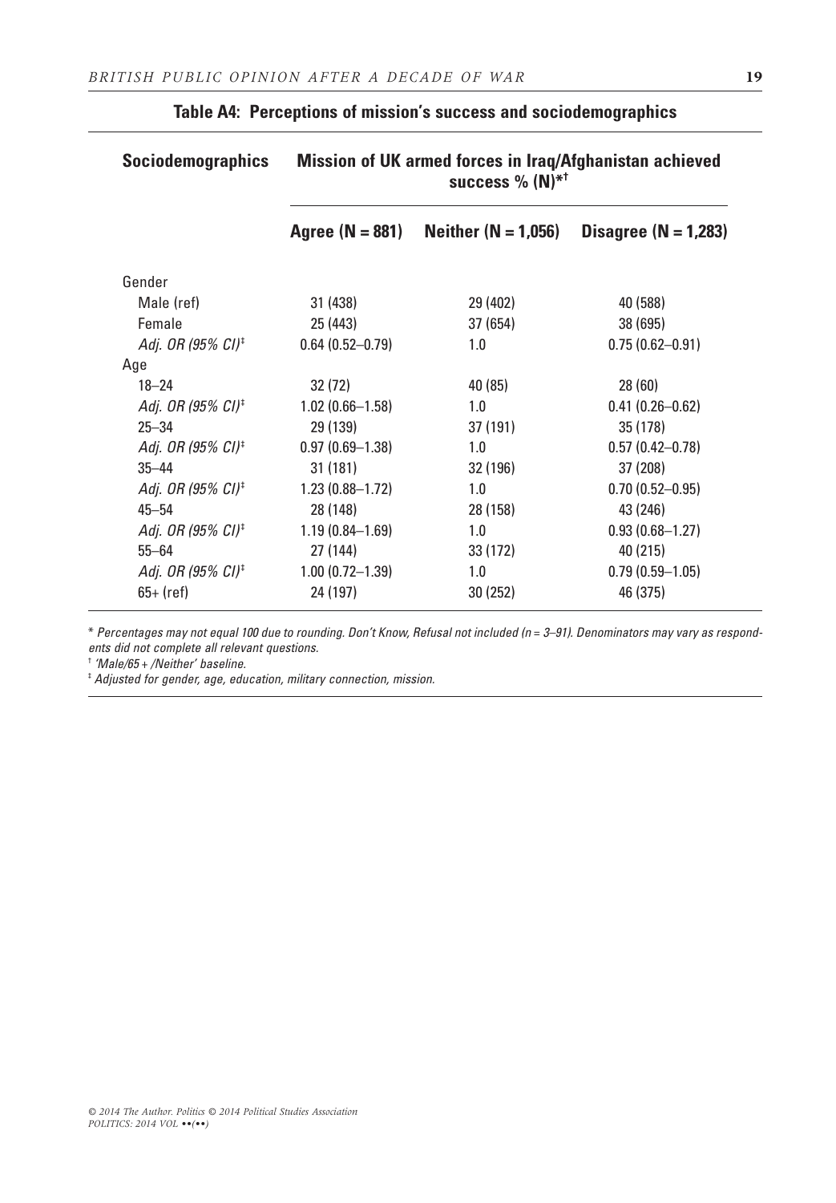**Table A4: Perceptions of mission's success and sociodemographics**

| Sociodemographics | Mission of UK armed forces in Iraq/Afghanistan achieved success % (N)*[†] | | |
|---|---|---|---|
| | Agree (N = 881) | Neither (N = 1,056) | Disagree (N = 1,283) |
| Gender | | | |
| Male (ref) | 31 (438) | 29 (402) | 40 (588) |
| Female | 25 (443) | 37 (654) | 38 (695) |
| *Adj. OR (95% CI)*[‡] | 0.64 (0.52–0.79) | 1.0 | 0.75 (0.62–0.91) |
| Age | | | |
| 18–24 | 32 (72) | 40 (85) | 28 (60) |
| *Adj. OR (95% CI)*[‡] | 1.02 (0.66–1.58) | 1.0 | 0.41 (0.26–0.62) |
| 25–34 | 29 (139) | 37 (191) | 35 (178) |
| *Adj. OR (95% CI)*[‡] | 0.97 (0.69–1.38) | 1.0 | 0.57 (0.42–0.78) |
| 35–44 | 31 (181) | 32 (196) | 37 (208) |
| *Adj. OR (95% CI)*[‡] | 1.23 (0.88–1.72) | 1.0 | 0.70 (0.52–0.95) |
| 45–54 | 28 (148) | 28 (158) | 43 (246) |
| *Adj. OR (95% CI)*[‡] | 1.19 (0.84–1.69) | 1.0 | 0.93 (0.68–1.27) |
| 55–64 | 27 (144) | 33 (172) | 40 (215) |
| *Adj. OR (95% CI)*[‡] | 1.00 (0.72–1.39) | 1.0 | 0.79 (0.59–1.05) |
| 65+ (ref) | 24 (197) | 30 (252) | 46 (375) |

\* *Percentages may not equal 100 due to rounding. Don't Know, Refusal not included (n = 3–91). Denominators may vary as respondents did not complete all relevant questions.*

[†] *'Male/65 + /Neither' baseline.*

[‡] *Adjusted for gender, age, education, military connection, mission.*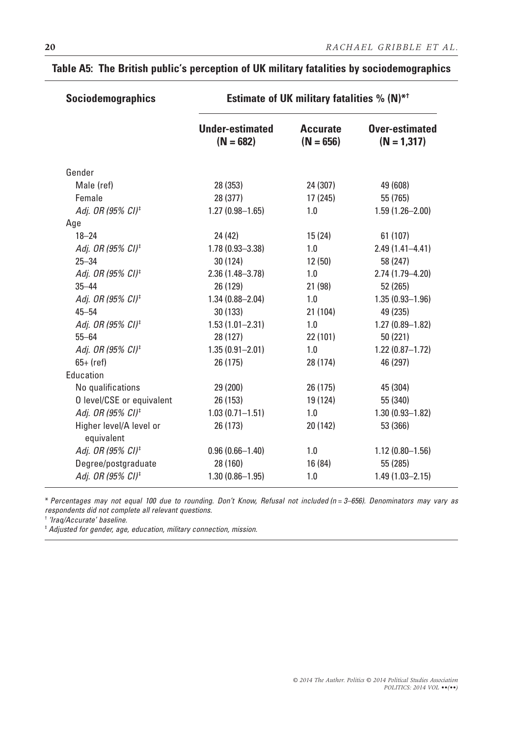**Table A5: The British public's perception of UK military fatalities by sociodemographics**

| Sociodemographics | Estimate of UK military fatalities % (N)*† | | |
|---|---|---|---|
| | Under-estimated (N = 682) | Accurate (N = 656) | Over-estimated (N = 1,317) |
| Gender | | | |
| Male (ref) | 28 (353) | 24 (307) | 49 (608) |
| Female | 28 (377) | 17 (245) | 55 (765) |
| *Adj. OR (95% CI)*‡ | 1.27 (0.98–1.65) | 1.0 | 1.59 (1.26–2.00) |
| Age | | | |
| 18–24 | 24 (42) | 15 (24) | 61 (107) |
| *Adj. OR (95% CI)*‡ | 1.78 (0.93–3.38) | 1.0 | 2.49 (1.41–4.41) |
| 25–34 | 30 (124) | 12 (50) | 58 (247) |
| *Adj. OR (95% CI)*‡ | 2.36 (1.48–3.78) | 1.0 | 2.74 (1.79–4.20) |
| 35–44 | 26 (129) | 21 (98) | 52 (265) |
| *Adj. OR (95% CI)*‡ | 1.34 (0.88–2.04) | 1.0 | 1.35 (0.93–1.96) |
| 45–54 | 30 (133) | 21 (104) | 49 (235) |
| *Adj. OR (95% CI)*‡ | 1.53 (1.01–2.31) | 1.0 | 1.27 (0.89–1.82) |
| 55–64 | 28 (127) | 22 (101) | 50 (221) |
| *Adj. OR (95% CI)*‡ | 1.35 (0.91–2.01) | 1.0 | 1.22 (0.87–1.72) |
| 65+ (ref) | 26 (175) | 28 (174) | 46 (297) |
| Education | | | |
| No qualifications | 29 (200) | 26 (175) | 45 (304) |
| O level/CSE or equivalent | 26 (153) | 19 (124) | 55 (340) |
| *Adj. OR (95% CI)*‡ | 1.03 (0.71–1.51) | 1.0 | 1.30 (0.93–1.82) |
| Higher level/A level or equivalent | 26 (173) | 20 (142) | 53 (366) |
| *Adj. OR (95% CI)*‡ | 0.96 (0.66–1.40) | 1.0 | 1.12 (0.80–1.56) |
| Degree/postgraduate | 28 (160) | 16 (84) | 55 (285) |
| *Adj. OR (95% CI)*‡ | 1.30 (0.86–1.95) | 1.0 | 1.49 (1.03–2.15) |

*\* Percentages may not equal 100 due to rounding. Don't Know, Refusal not included (n = 3–656). Denominators may vary as respondents did not complete all relevant questions.*

*† 'Iraq/Accurate' baseline.*

*‡ Adjusted for gender, age, education, military connection, mission.*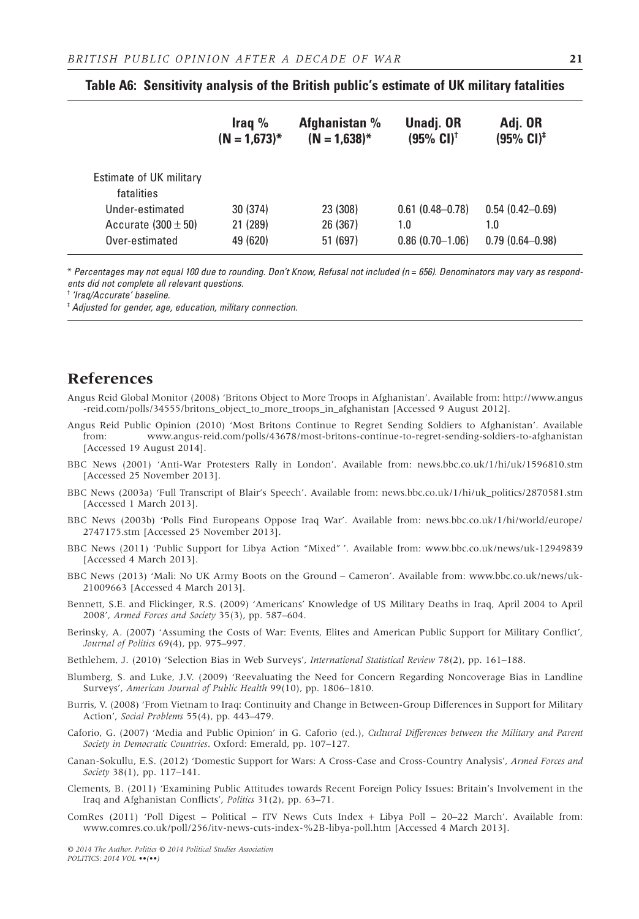**Table A6: Sensitivity analysis of the British public's estimate of UK military fatalities**

| | Iraq % (N = 1,673)* | Afghanistan % (N = 1,638)* | Unadj. OR (95% CI)† | Adj. OR (95% CI)‡ |
|---|---|---|---|---|
| Estimate of UK military fatalities | | | | |
| Under-estimated | 30 (374) | 23 (308) | 0.61 (0.48–0.78) | 0.54 (0.42–0.69) |
| Accurate (300 ± 50) | 21 (289) | 26 (367) | 1.0 | 1.0 |
| Over-estimated | 49 (620) | 51 (697) | 0.86 (0.70–1.06) | 0.79 (0.64–0.98) |

\* *Percentages may not equal 100 due to rounding. Don't Know, Refusal not included (n = 656). Denominators may vary as respondents did not complete all relevant questions.*

† *'Iraq/Accurate' baseline.*

‡ *Adjusted for gender, age, education, military connection.*

## References

Angus Reid Global Monitor (2008) 'Britons Object to More Troops in Afghanistan'. Available from: http://www.angus-reid.com/polls/34555/britons_object_to_more_troops_in_afghanistan [Accessed 9 August 2012].

Angus Reid Public Opinion (2010) 'Most Britons Continue to Regret Sending Soldiers to Afghanistan'. Available from: www.angus-reid.com/polls/43678/most-britons-continue-to-regret-sending-soldiers-to-afghanistan [Accessed 19 August 2014].

BBC News (2001) 'Anti-War Protesters Rally in London'. Available from: news.bbc.co.uk/1/hi/uk/1596810.stm [Accessed 25 November 2013].

BBC News (2003a) 'Full Transcript of Blair's Speech'. Available from: news.bbc.co.uk/1/hi/uk_politics/2870581.stm [Accessed 1 March 2013].

BBC News (2003b) 'Polls Find Europeans Oppose Iraq War'. Available from: news.bbc.co.uk/1/hi/world/europe/2747175.stm [Accessed 25 November 2013].

BBC News (2011) 'Public Support for Libya Action "Mixed" '. Available from: www.bbc.co.uk/news/uk-12949839 [Accessed 4 March 2013].

BBC News (2013) 'Mali: No UK Army Boots on the Ground – Cameron'. Available from: www.bbc.co.uk/news/uk-21009663 [Accessed 4 March 2013].

Bennett, S.E. and Flickinger, R.S. (2009) 'Americans' Knowledge of US Military Deaths in Iraq, April 2004 to April 2008', *Armed Forces and Society* 35(3), pp. 587–604.

Berinsky, A. (2007) 'Assuming the Costs of War: Events, Elites and American Public Support for Military Conflict', *Journal of Politics* 69(4), pp. 975–997.

Bethlehem, J. (2010) 'Selection Bias in Web Surveys', *International Statistical Review* 78(2), pp. 161–188.

Blumberg, S. and Luke, J.V. (2009) 'Reevaluating the Need for Concern Regarding Noncoverage Bias in Landline Surveys', *American Journal of Public Health* 99(10), pp. 1806–1810.

Burris, V. (2008) 'From Vietnam to Iraq: Continuity and Change in Between-Group Differences in Support for Military Action', *Social Problems* 55(4), pp. 443–479.

Caforio, G. (2007) 'Media and Public Opinion' in G. Caforio (ed.), *Cultural Differences between the Military and Parent Society in Democratic Countries*. Oxford: Emerald, pp. 107–127.

Canan-Sokullu, E.S. (2012) 'Domestic Support for Wars: A Cross-Case and Cross-Country Analysis', *Armed Forces and Society* 38(1), pp. 117–141.

Clements, B. (2011) 'Examining Public Attitudes towards Recent Foreign Policy Issues: Britain's Involvement in the Iraq and Afghanistan Conflicts', *Politics* 31(2), pp. 63–71.

ComRes (2011) 'Poll Digest – Political – ITV News Cuts Index + Libya Poll – 20–22 March'. Available from: www.comres.co.uk/poll/256/itv-news-cuts-index-%2B-libya-poll.htm [Accessed 4 March 2013].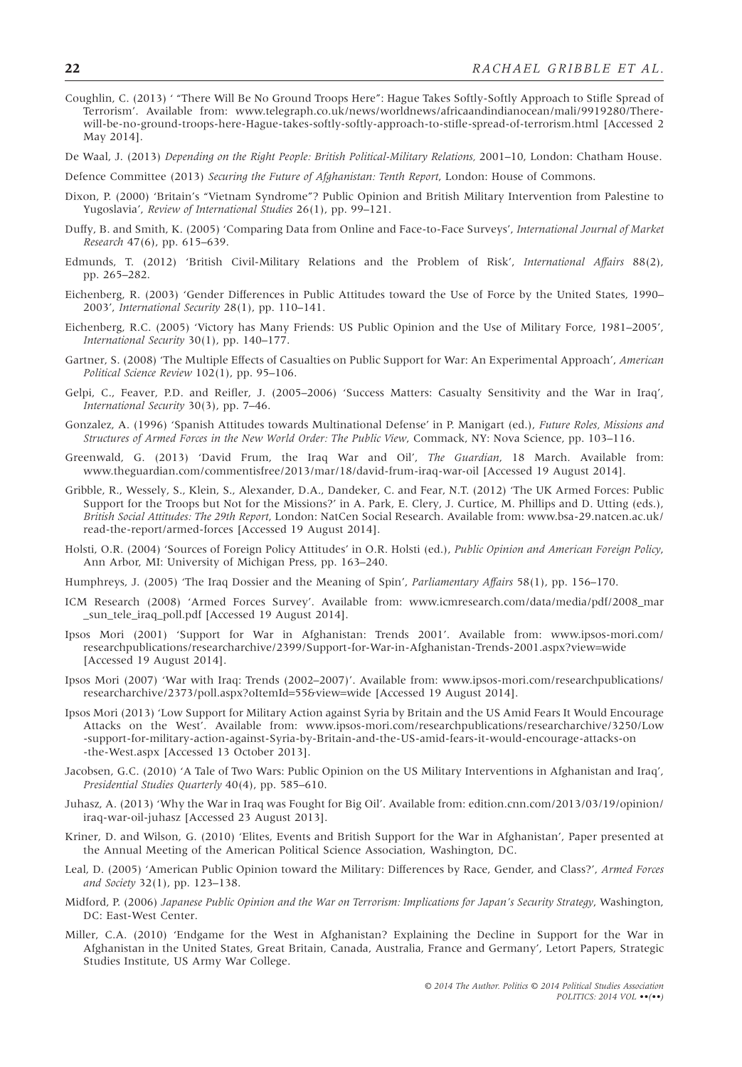Coughlin, C. (2013) ' "There Will Be No Ground Troops Here": Hague Takes Softly-Softly Approach to Stifle Spread of Terrorism'. Available from: www.telegraph.co.uk/news/worldnews/africaandindianocean/mali/9919280/There-will-be-no-ground-troops-here-Hague-takes-softly-softly-approach-to-stifle-spread-of-terrorism.html [Accessed 2 May 2014].

De Waal, J. (2013) *Depending on the Right People: British Political-Military Relations,* 2001–10, London: Chatham House.

Defence Committee (2013) *Securing the Future of Afghanistan: Tenth Report*, London: House of Commons.

Dixon, P. (2000) 'Britain's "Vietnam Syndrome"? Public Opinion and British Military Intervention from Palestine to Yugoslavia', *Review of International Studies* 26(1), pp. 99–121.

Duffy, B. and Smith, K. (2005) 'Comparing Data from Online and Face-to-Face Surveys', *International Journal of Market Research* 47(6), pp. 615–639.

Edmunds, T. (2012) 'British Civil-Military Relations and the Problem of Risk', *International Affairs* 88(2), pp. 265–282.

Eichenberg, R. (2003) 'Gender Differences in Public Attitudes toward the Use of Force by the United States, 1990–2003', *International Security* 28(1), pp. 110–141.

Eichenberg, R.C. (2005) 'Victory has Many Friends: US Public Opinion and the Use of Military Force, 1981–2005', *International Security* 30(1), pp. 140–177.

Gartner, S. (2008) 'The Multiple Effects of Casualties on Public Support for War: An Experimental Approach', *American Political Science Review* 102(1), pp. 95–106.

Gelpi, C., Feaver, P.D. and Reifler, J. (2005–2006) 'Success Matters: Casualty Sensitivity and the War in Iraq', *International Security* 30(3), pp. 7–46.

Gonzalez, A. (1996) 'Spanish Attitudes towards Multinational Defense' in P. Manigart (ed.), *Future Roles, Missions and Structures of Armed Forces in the New World Order: The Public View*, Commack, NY: Nova Science, pp. 103–116.

Greenwald, G. (2013) 'David Frum, the Iraq War and Oil', *The Guardian*, 18 March. Available from: www.theguardian.com/commentisfree/2013/mar/18/david-frum-iraq-war-oil [Accessed 19 August 2014].

Gribble, R., Wessely, S., Klein, S., Alexander, D.A., Dandeker, C. and Fear, N.T. (2012) 'The UK Armed Forces: Public Support for the Troops but Not for the Missions?' in A. Park, E. Clery, J. Curtice, M. Phillips and D. Utting (eds.), *British Social Attitudes: The 29th Report*, London: NatCen Social Research. Available from: www.bsa-29.natcen.ac.uk/read-the-report/armed-forces [Accessed 19 August 2014].

Holsti, O.R. (2004) 'Sources of Foreign Policy Attitudes' in O.R. Holsti (ed.), *Public Opinion and American Foreign Policy*, Ann Arbor, MI: University of Michigan Press, pp. 163–240.

Humphreys, J. (2005) 'The Iraq Dossier and the Meaning of Spin', *Parliamentary Affairs* 58(1), pp. 156–170.

ICM Research (2008) 'Armed Forces Survey'. Available from: www.icmresearch.com/data/media/pdf/2008_mar_sun_tele_iraq_poll.pdf [Accessed 19 August 2014].

Ipsos Mori (2001) 'Support for War in Afghanistan: Trends 2001'. Available from: www.ipsos-mori.com/researchpublications/researcharchive/2399/Support-for-War-in-Afghanistan-Trends-2001.aspx?view=wide [Accessed 19 August 2014].

Ipsos Mori (2007) 'War with Iraq: Trends (2002–2007)'. Available from: www.ipsos-mori.com/researchpublications/researcharchive/2373/poll.aspx?oItemId=55&view=wide [Accessed 19 August 2014].

Ipsos Mori (2013) 'Low Support for Military Action against Syria by Britain and the US Amid Fears It Would Encourage Attacks on the West'. Available from: www.ipsos-mori.com/researchpublications/researcharchive/3250/Low-support-for-military-action-against-Syria-by-Britain-and-the-US-amid-fears-it-would-encourage-attacks-on-the-West.aspx [Accessed 13 October 2013].

Jacobsen, G.C. (2010) 'A Tale of Two Wars: Public Opinion on the US Military Interventions in Afghanistan and Iraq', *Presidential Studies Quarterly* 40(4), pp. 585–610.

Juhasz, A. (2013) 'Why the War in Iraq was Fought for Big Oil'. Available from: edition.cnn.com/2013/03/19/opinion/iraq-war-oil-juhasz [Accessed 23 August 2013].

Kriner, D. and Wilson, G. (2010) 'Elites, Events and British Support for the War in Afghanistan', Paper presented at the Annual Meeting of the American Political Science Association, Washington, DC.

Leal, D. (2005) 'American Public Opinion toward the Military: Differences by Race, Gender, and Class?', *Armed Forces and Society* 32(1), pp. 123–138.

Midford, P. (2006) *Japanese Public Opinion and the War on Terrorism: Implications for Japan's Security Strategy*, Washington, DC: East-West Center.

Miller, C.A. (2010) 'Endgame for the West in Afghanistan? Explaining the Decline in Support for the War in Afghanistan in the United States, Great Britain, Canada, Australia, France and Germany', Letort Papers, Strategic Studies Institute, US Army War College.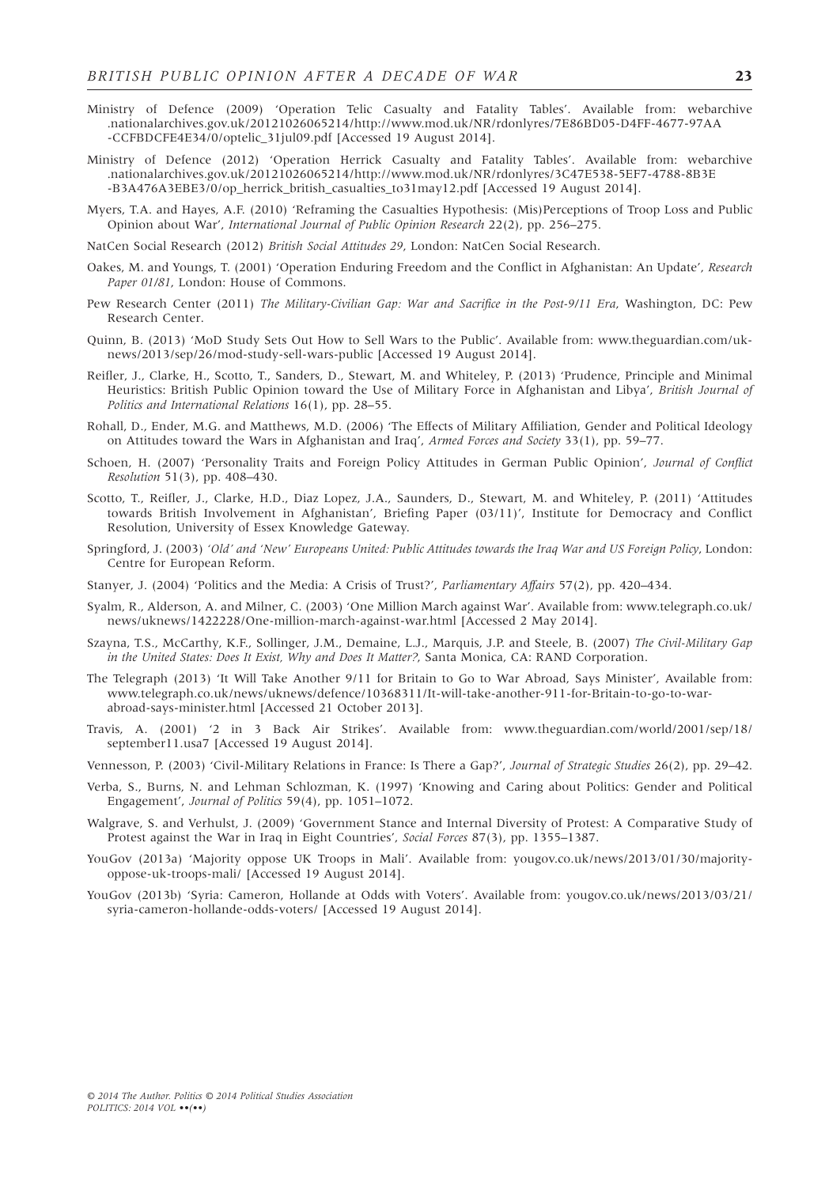Ministry of Defence (2009) 'Operation Telic Casualty and Fatality Tables'. Available from: webarchive.nationalarchives.gov.uk/20121026065214/http://www.mod.uk/NR/rdonlyres/7E86BD05-D4FF-4677-97AA-CCFBDCFE4E34/0/optelic_31jul09.pdf [Accessed 19 August 2014].

Ministry of Defence (2012) 'Operation Herrick Casualty and Fatality Tables'. Available from: webarchive.nationalarchives.gov.uk/20121026065214/http://www.mod.uk/NR/rdonlyres/3C47E538-5EF7-4788-8B3E-B3A476A3EBE3/0/op_herrick_british_casualties_to31may12.pdf [Accessed 19 August 2014].

Myers, T.A. and Hayes, A.F. (2010) 'Reframing the Casualties Hypothesis: (Mis)Perceptions of Troop Loss and Public Opinion about War', *International Journal of Public Opinion Research* 22(2), pp. 256–275.

NatCen Social Research (2012) *British Social Attitudes 29*, London: NatCen Social Research.

Oakes, M. and Youngs, T. (2001) 'Operation Enduring Freedom and the Conflict in Afghanistan: An Update', *Research Paper 01/81*, London: House of Commons.

Pew Research Center (2011) *The Military-Civilian Gap: War and Sacrifice in the Post-9/11 Era*, Washington, DC: Pew Research Center.

Quinn, B. (2013) 'MoD Study Sets Out How to Sell Wars to the Public'. Available from: www.theguardian.com/uk-news/2013/sep/26/mod-study-sell-wars-public [Accessed 19 August 2014].

Reifler, J., Clarke, H., Scotto, T., Sanders, D., Stewart, M. and Whiteley, P. (2013) 'Prudence, Principle and Minimal Heuristics: British Public Opinion toward the Use of Military Force in Afghanistan and Libya', *British Journal of Politics and International Relations* 16(1), pp. 28–55.

Rohall, D., Ender, M.G. and Matthews, M.D. (2006) 'The Effects of Military Affiliation, Gender and Political Ideology on Attitudes toward the Wars in Afghanistan and Iraq', *Armed Forces and Society* 33(1), pp. 59–77.

Schoen, H. (2007) 'Personality Traits and Foreign Policy Attitudes in German Public Opinion', *Journal of Conflict Resolution* 51(3), pp. 408–430.

Scotto, T., Reifler, J., Clarke, H.D., Diaz Lopez, J.A., Saunders, D., Stewart, M. and Whiteley, P. (2011) 'Attitudes towards British Involvement in Afghanistan', Briefing Paper (03/11)', Institute for Democracy and Conflict Resolution, University of Essex Knowledge Gateway.

Springford, J. (2003) *'Old' and 'New' Europeans United: Public Attitudes towards the Iraq War and US Foreign Policy*, London: Centre for European Reform.

Stanyer, J. (2004) 'Politics and the Media: A Crisis of Trust?', *Parliamentary Affairs* 57(2), pp. 420–434.

Syalm, R., Alderson, A. and Milner, C. (2003) 'One Million March against War'. Available from: www.telegraph.co.uk/news/uknews/1422228/One-million-march-against-war.html [Accessed 2 May 2014].

Szayna, T.S., McCarthy, K.F., Sollinger, J.M., Demaine, L.J., Marquis, J.P. and Steele, B. (2007) *The Civil-Military Gap in the United States: Does It Exist, Why and Does It Matter?*, Santa Monica, CA: RAND Corporation.

The Telegraph (2013) 'It Will Take Another 9/11 for Britain to Go to War Abroad, Says Minister', Available from: www.telegraph.co.uk/news/uknews/defence/10368311/It-will-take-another-911-for-Britain-to-go-to-war-abroad-says-minister.html [Accessed 21 October 2013].

Travis, A. (2001) '2 in 3 Back Air Strikes'. Available from: www.theguardian.com/world/2001/sep/18/september11.usa7 [Accessed 19 August 2014].

Vennesson, P. (2003) 'Civil-Military Relations in France: Is There a Gap?', *Journal of Strategic Studies* 26(2), pp. 29–42.

Verba, S., Burns, N. and Lehman Schlozman, K. (1997) 'Knowing and Caring about Politics: Gender and Political Engagement', *Journal of Politics* 59(4), pp. 1051–1072.

Walgrave, S. and Verhulst, J. (2009) 'Government Stance and Internal Diversity of Protest: A Comparative Study of Protest against the War in Iraq in Eight Countries', *Social Forces* 87(3), pp. 1355–1387.

YouGov (2013a) 'Majority oppose UK Troops in Mali'. Available from: yougov.co.uk/news/2013/01/30/majority-oppose-uk-troops-mali/ [Accessed 19 August 2014].

YouGov (2013b) 'Syria: Cameron, Hollande at Odds with Voters'. Available from: yougov.co.uk/news/2013/03/21/syria-cameron-hollande-odds-voters/ [Accessed 19 August 2014].